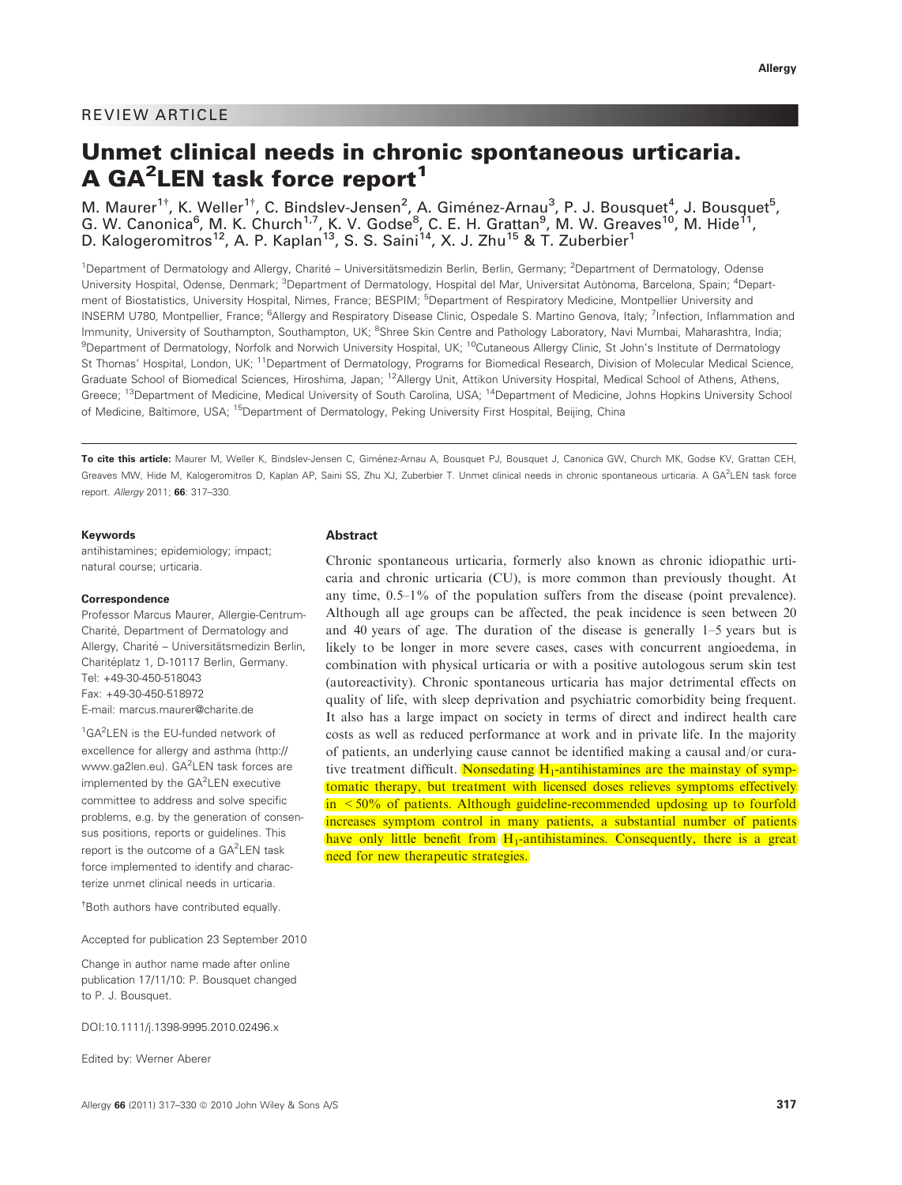REVIEW ARTICLE

# Unmet clinical needs in chronic spontaneous urticaria. A GA$^2$LEN task force report[1]

M. Maurer[1†], K. Weller[1†], C. Bindslev-Jensen[2], A. Giménez-Arnau[3], P. J. Bousquet[4], J. Bousquet[5], G. W. Canonica[6], M. K. Church[1,7], K. V. Godse[8], C. E. H. Grattan[9], M. W. Greaves[10], M. Hide[11], D. Kalogeromitros[12], A. P. Kaplan[13], S. S. Saini[14], X. J. Zhu[15] & T. Zuberbier[1]

[1]Department of Dermatology and Allergy, Charité – Universitätsmedizin Berlin, Berlin, Germany; [2]Department of Dermatology, Odense University Hospital, Odense, Denmark; [3]Department of Dermatology, Hospital del Mar, Universitat Autònoma, Barcelona, Spain; [4]Department of Biostatistics, University Hospital, Nimes, France; BESPIM; [5]Department of Respiratory Medicine, Montpellier University and INSERM U780, Montpellier, France; [6]Allergy and Respiratory Disease Clinic, Ospedale S. Martino Genova, Italy; [7]Infection, Inflammation and Immunity, University of Southampton, Southampton, UK; [8]Shree Skin Centre and Pathology Laboratory, Navi Mumbai, Maharashtra, India; [9]Department of Dermatology, Norfolk and Norwich University Hospital, UK; [10]Cutaneous Allergy Clinic, St John's Institute of Dermatology St Thomas' Hospital, London, UK; [11]Department of Dermatology, Programs for Biomedical Research, Division of Molecular Medical Science, Graduate School of Biomedical Sciences, Hiroshima, Japan; [12]Allergy Unit, Attikon University Hospital, Medical School of Athens, Athens, Greece; [13]Department of Medicine, Medical University of South Carolina, USA; [14]Department of Medicine, Johns Hopkins University School of Medicine, Baltimore, USA; [15]Department of Dermatology, Peking University First Hospital, Beijing, China

**To cite this article:** Maurer M, Weller K, Bindslev-Jensen C, Giménez-Arnau A, Bousquet PJ, Bousquet J, Canonica GW, Church MK, Godse KV, Grattan CEH, Greaves MW, Hide M, Kalogeromitros D, Kaplan AP, Saini SS, Zhu XJ, Zuberbier T. Unmet clinical needs in chronic spontaneous urticaria. A GA$^2$LEN task force report. *Allergy* 2011; **66**: 317–330.

### Keywords

antihistamines; epidemiology; impact; natural course; urticaria.

### Correspondence

Professor Marcus Maurer, Allergie-Centrum-Charité, Department of Dermatology and Allergy, Charité – Universitätsmedizin Berlin, Charitéplatz 1, D-10117 Berlin, Germany.
Tel: +49-30-450-518043
Fax: +49-30-450-518972
E-mail: marcus.maurer@charite.de

[1]GA$^2$LEN is the EU-funded network of excellence for allergy and asthma (http://www.ga2len.eu). GA$^2$LEN task forces are implemented by the GA$^2$LEN executive committee to address and solve specific problems, e.g. by the generation of consensus positions, reports or guidelines. This report is the outcome of a GA$^2$LEN task force implemented to identify and characterize unmet clinical needs in urticaria.

[†]Both authors have contributed equally.

Accepted for publication 23 September 2010

Change in author name made after online publication 17/11/10: P. Bousquet changed to P. J. Bousquet.

DOI:10.1111/j.1398-9995.2010.02496.x

Edited by: Werner Aberer

## Abstract

Chronic spontaneous urticaria, formerly also known as chronic idiopathic urticaria and chronic urticaria (CU), is more common than previously thought. At any time, 0.5–1% of the population suffers from the disease (point prevalence). Although all age groups can be affected, the peak incidence is seen between 20 and 40 years of age. The duration of the disease is generally 1–5 years but is likely to be longer in more severe cases, cases with concurrent angioedema, in combination with physical urticaria or with a positive autologous serum skin test (autoreactivity). Chronic spontaneous urticaria has major detrimental effects on quality of life, with sleep deprivation and psychiatric comorbidity being frequent. It also has a large impact on society in terms of direct and indirect health care costs as well as reduced performance at work and in private life. In the majority of patients, an underlying cause cannot be identified making a causal and/or curative treatment difficult. Nonsedating $H_1$-antihistamines are the mainstay of symptomatic therapy, but treatment with licensed doses relieves symptoms effectively in $<50\%$ of patients. Although guideline-recommended updosing up to fourfold increases symptom control in many patients, a substantial number of patients have only little benefit from $H_1$-antihistamines. Consequently, there is a great need for new therapeutic strategies.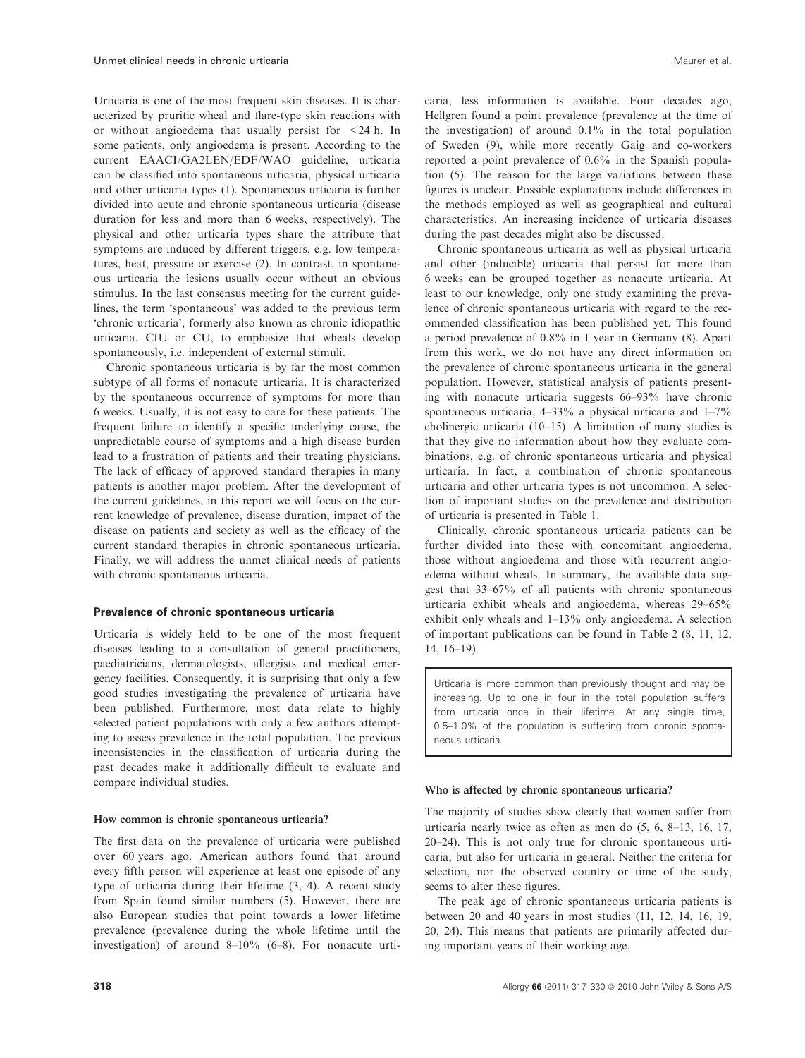Urticaria is one of the most frequent skin diseases. It is characterized by pruritic wheal and flare-type skin reactions with or without angioedema that usually persist for $<24$ h. In some patients, only angioedema is present. According to the current EAACI/GA2LEN/EDF/WAO guideline, urticaria can be classified into spontaneous urticaria, physical urticaria and other urticaria types (1). Spontaneous urticaria is further divided into acute and chronic spontaneous urticaria (disease duration for less and more than 6 weeks, respectively). The physical and other urticaria types share the attribute that symptoms are induced by different triggers, e.g. low temperatures, heat, pressure or exercise (2). In contrast, in spontaneous urticaria the lesions usually occur without an obvious stimulus. In the last consensus meeting for the current guidelines, the term 'spontaneous' was added to the previous term 'chronic urticaria', formerly also known as chronic idiopathic urticaria, CIU or CU, to emphasize that wheals develop spontaneously, i.e. independent of external stimuli.

Chronic spontaneous urticaria is by far the most common subtype of all forms of nonacute urticaria. It is characterized by the spontaneous occurrence of symptoms for more than 6 weeks. Usually, it is not easy to care for these patients. The frequent failure to identify a specific underlying cause, the unpredictable course of symptoms and a high disease burden lead to a frustration of patients and their treating physicians. The lack of efficacy of approved standard therapies in many patients is another major problem. After the development of the current guidelines, in this report we will focus on the current knowledge of prevalence, disease duration, impact of the disease on patients and society as well as the efficacy of the current standard therapies in chronic spontaneous urticaria. Finally, we will address the unmet clinical needs of patients with chronic spontaneous urticaria.

## Prevalence of chronic spontaneous urticaria

Urticaria is widely held to be one of the most frequent diseases leading to a consultation of general practitioners, paediatricians, dermatologists, allergists and medical emergency facilities. Consequently, it is surprising that only a few good studies investigating the prevalence of urticaria have been published. Furthermore, most data relate to highly selected patient populations with only a few authors attempting to assess prevalence in the total population. The previous inconsistencies in the classification of urticaria during the past decades make it additionally difficult to evaluate and compare individual studies.

### How common is chronic spontaneous urticaria?

The first data on the prevalence of urticaria were published over 60 years ago. American authors found that around every fifth person will experience at least one episode of any type of urticaria during their lifetime (3, 4). A recent study from Spain found similar numbers (5). However, there are also European studies that point towards a lower lifetime prevalence (prevalence during the whole lifetime until the investigation) of around 8–10% (6–8). For nonacute urticaria, less information is available. Four decades ago, Hellgren found a point prevalence (prevalence at the time of the investigation) of around 0.1% in the total population of Sweden (9), while more recently Gaig and co-workers reported a point prevalence of 0.6% in the Spanish population (5). The reason for the large variations between these figures is unclear. Possible explanations include differences in the methods employed as well as geographical and cultural characteristics. An increasing incidence of urticaria diseases during the past decades might also be discussed.

Chronic spontaneous urticaria as well as physical urticaria and other (inducible) urticaria that persist for more than 6 weeks can be grouped together as nonacute urticaria. At least to our knowledge, only one study examining the prevalence of chronic spontaneous urticaria with regard to the recommended classification has been published yet. This found a period prevalence of 0.8% in 1 year in Germany (8). Apart from this work, we do not have any direct information on the prevalence of chronic spontaneous urticaria in the general population. However, statistical analysis of patients presenting with nonacute urticaria suggests 66–93% have chronic spontaneous urticaria, 4–33% a physical urticaria and 1–7% cholinergic urticaria (10–15). A limitation of many studies is that they give no information about how they evaluate combinations, e.g. of chronic spontaneous urticaria and physical urticaria. In fact, a combination of chronic spontaneous urticaria and other urticaria types is not uncommon. A selection of important studies on the prevalence and distribution of urticaria is presented in Table 1.

Clinically, chronic spontaneous urticaria patients can be further divided into those with concomitant angioedema, those without angioedema and those with recurrent angioedema without wheals. In summary, the available data suggest that 33–67% of all patients with chronic spontaneous urticaria exhibit wheals and angioedema, whereas 29–65% exhibit only wheals and 1–13% only angioedema. A selection of important publications can be found in Table 2 (8, 11, 12, 14, 16–19).

> Urticaria is more common than previously thought and may be increasing. Up to one in four in the total population suffers from urticaria once in their lifetime. At any single time, 0.5–1.0% of the population is suffering from chronic spontaneous urticaria

### Who is affected by chronic spontaneous urticaria?

The majority of studies show clearly that women suffer from urticaria nearly twice as often as men do (5, 6, 8–13, 16, 17, 20–24). This is not only true for chronic spontaneous urticaria, but also for urticaria in general. Neither the criteria for selection, nor the observed country or time of the study, seems to alter these figures.

The peak age of chronic spontaneous urticaria patients is between 20 and 40 years in most studies (11, 12, 14, 16, 19, 20, 24). This means that patients are primarily affected during important years of their working age.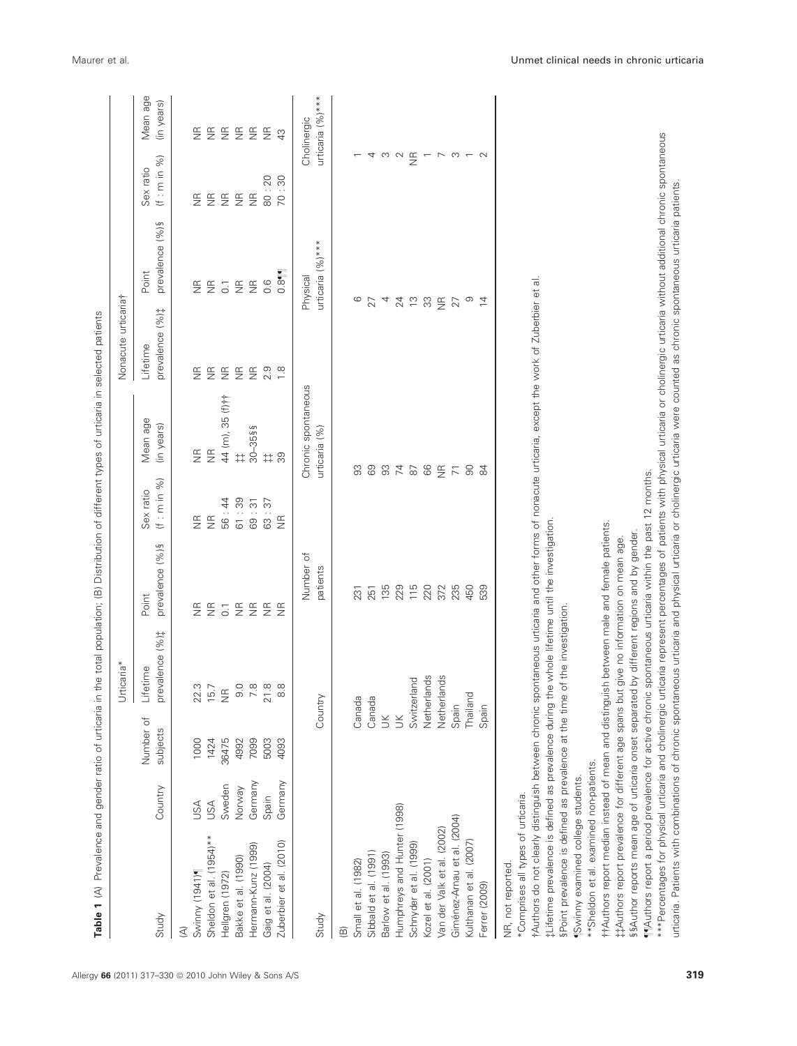**Table 1** (A) Prevalence and gender ratio of urticaria in the total population; (B) Distribution of different types of urticaria in selected patients

| Study | Country | Number of subjects | Urticaria* Lifetime prevalence (%)‡ | Urticaria* Point prevalence (%)§ | Urticaria* Sex ratio (f : m in %) | Urticaria* Mean age (in years) | Nonacute urticaria† Lifetime prevalence (%)‡ | Nonacute urticaria† Point prevalence (%)§ | Nonacute urticaria† Sex ratio (f : m in %) | Nonacute urticaria† Mean age (in years) |
|---|---|---|---|---|---|---|---|---|---|---|
| (A) | | | | | | | | | | |
| Swinny (1941)¶ | USA | 1000 | 22.3 | NR | NR | NR | NR | NR | NR | NR |
| Sheldon et al. (1954)** | USA | 1424 | 15.7 | NR | NR | NR | NR | NR | NR | NR |
| Hellgren (1972) | Sweden | 36475 | NR | 0.1 | 56 : 44 | 44 (m), 35 (f)†† | NR | 0.1 | NR | NR |
| Bakke et al. (1990) | Norway | 4992 | 9.0 | NR | 61 : 39 | ‡‡ | NR | NR | NR | NR |
| Hermann-Kunz (1999) | Germany | 7099 | 7.8 | NR | 69 : 31 | 30–35§§ | NR | NR | NR | NR |
| Gaig et al. (2004) | Spain | 5003 | 21.8 | NR | 63 : 37 | ‡‡ | 2.9 | 0.6 | 80 : 20 | NR |
| Zuberbier et al. (2010) | Germany | 4093 | 8.8 | NR | NR | 39 | 1.8 | 0.8¶¶ | 70 : 30 | 43 |

| Study | Country | Number of patients | Chronic spontaneous urticaria (%) | Physical urticaria (%)*** | Cholinergic urticaria (%)*** |
|---|---|---|---|---|---|
| (B) | | | | | |
| Small et al. (1982) | Canada | 231 | 93 | 6 | 1 |
| Sibbald et al. (1991) | Canada | 251 | 69 | 27 | 4 |
| Barlow et al. (1993) | UK | 135 | 93 | 4 | 3 |
| Humphreys and Hunter (1998) | UK | 229 | 74 | 24 | 2 |
| Schnyder et al. (1999) | Switzerland | 115 | 87 | 13 | NR |
| Kozel et al. (2001) | Netherlands | 220 | 66 | 33 | 1 |
| Van der Valk et al. (2002) | Netherlands | 372 | NR | NR | 7 |
| Giménez-Arnau et al. (2004) | Spain | 235 | 71 | 27 | 3 |
| Kulthanan et al. (2007) | Thailand | 450 | 90 | 9 | 1 |
| Ferrer (2009) | Spain | 539 | 84 | 14 | 2 |

NR, not reported.
*Comprises all types of urticaria.
†Authors do not clearly distinguish between chronic spontaneous urticaria and other forms of nonacute urticaria, except the work of Zuberbier et al.
‡Lifetime prevalence is defined as prevalence during the whole lifetime until the investigation.
§Point prevalence is defined as prevalence at the time of the investigation.
¶Swinny examined college students.
**Sheldon et al. examined non-patients.
††Authors report median instead of mean and distinguish between male and female patients.
‡‡Authors report prevalence for different age spans but give no information on mean age.
§§Author reports mean age of urticaria onset separated by different regions and by gender.
¶¶Authors report a period prevalence for active chronic spontaneous urticaria within the past 12 months.
***Percentages for physical urticaria and cholinergic urticaria represent percentages of patients with physical urticaria or cholinergic urticaria without additional chronic spontaneous urticaria. Patients with combinations of chronic spontaneous urticaria and physical urticaria or cholinergic urticaria were counted as chronic spontaneous urticaria patients.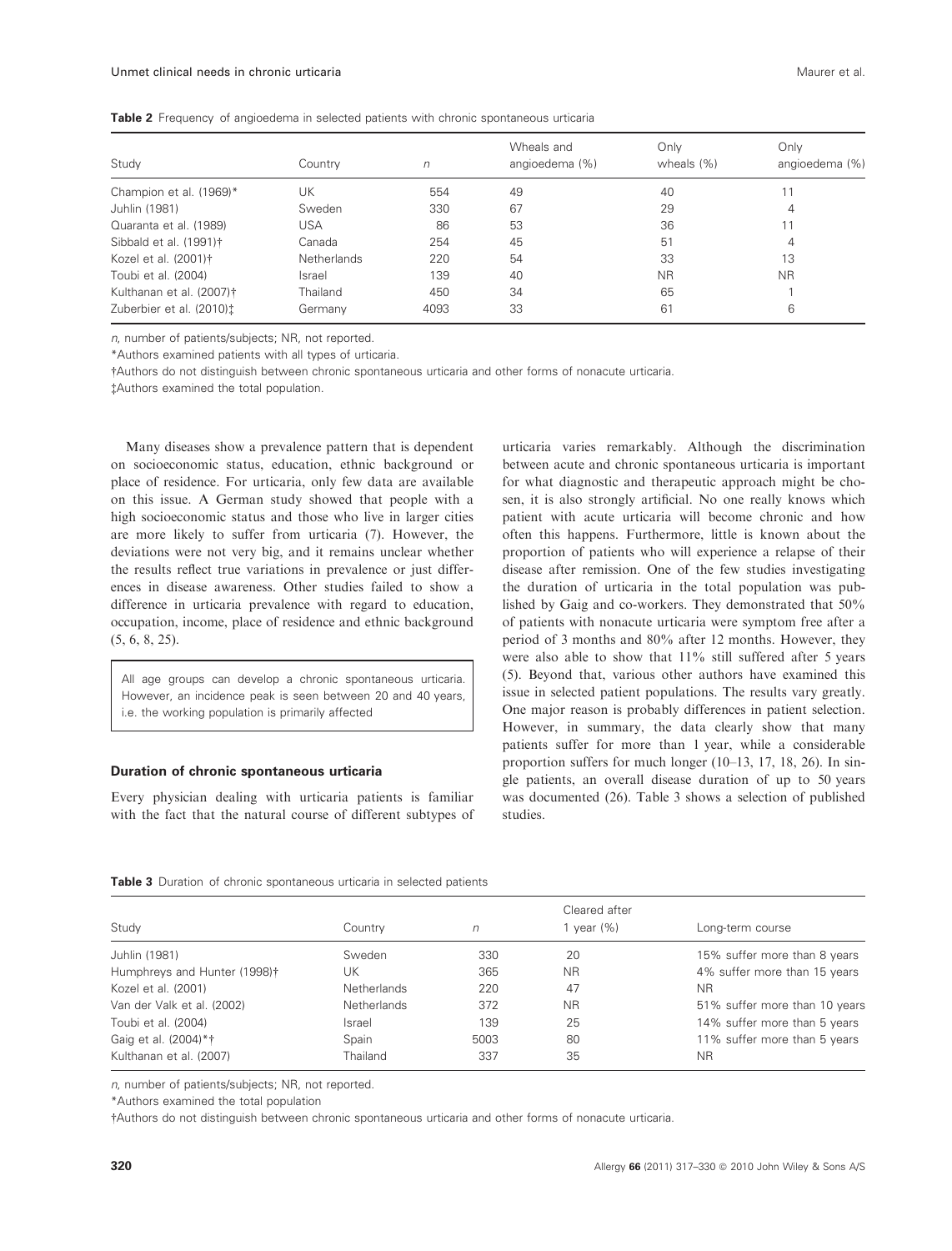**Table 2** Frequency of angioedema in selected patients with chronic spontaneous urticaria

| Study | Country | *n* | Wheals and angioedema (%) | Only wheals (%) | Only angioedema (%) |
|---|---|---|---|---|---|
| Champion et al. (1969)* | UK | 554 | 49 | 40 | 11 |
| Juhlin (1981) | Sweden | 330 | 67 | 29 | 4 |
| Quaranta et al. (1989) | USA | 86 | 53 | 36 | 11 |
| Sibbald et al. (1991)† | Canada | 254 | 45 | 51 | 4 |
| Kozel et al. (2001)† | Netherlands | 220 | 54 | 33 | 13 |
| Toubi et al. (2004) | Israel | 139 | 40 | NR | NR |
| Kulthanan et al. (2007)† | Thailand | 450 | 34 | 65 | 1 |
| Zuberbier et al. (2010)‡ | Germany | 4093 | 33 | 61 | 6 |

*n*, number of patients/subjects; NR, not reported.

*Authors examined patients with all types of urticaria.

†Authors do not distinguish between chronic spontaneous urticaria and other forms of nonacute urticaria.

‡Authors examined the total population.

Many diseases show a prevalence pattern that is dependent on socioeconomic status, education, ethnic background or place of residence. For urticaria, only few data are available on this issue. A German study showed that people with a high socioeconomic status and those who live in larger cities are more likely to suffer from urticaria (7). However, the deviations were not very big, and it remains unclear whether the results reflect true variations in prevalence or just differences in disease awareness. Other studies failed to show a difference in urticaria prevalence with regard to education, occupation, income, place of residence and ethnic background (5, 6, 8, 25).

> All age groups can develop a chronic spontaneous urticaria. However, an incidence peak is seen between 20 and 40 years, i.e. the working population is primarily affected

### Duration of chronic spontaneous urticaria

Every physician dealing with urticaria patients is familiar with the fact that the natural course of different subtypes of urticaria varies remarkably. Although the discrimination between acute and chronic spontaneous urticaria is important for what diagnostic and therapeutic approach might be chosen, it is also strongly artificial. No one really knows which patient with acute urticaria will become chronic and how often this happens. Furthermore, little is known about the proportion of patients who will experience a relapse of their disease after remission. One of the few studies investigating the duration of urticaria in the total population was published by Gaig and co-workers. They demonstrated that 50% of patients with nonacute urticaria were symptom free after a period of 3 months and 80% after 12 months. However, they were also able to show that 11% still suffered after 5 years (5). Beyond that, various other authors have examined this issue in selected patient populations. The results vary greatly. One major reason is probably differences in patient selection. However, in summary, the data clearly show that many patients suffer for more than 1 year, while a considerable proportion suffers for much longer (10–13, 17, 18, 26). In single patients, an overall disease duration of up to 50 years was documented (26). Table 3 shows a selection of published studies.

**Table 3** Duration of chronic spontaneous urticaria in selected patients

| Study | Country | *n* | Cleared after 1 year (%) | Long-term course |
|---|---|---|---|---|
| Juhlin (1981) | Sweden | 330 | 20 | 15% suffer more than 8 years |
| Humphreys and Hunter (1998)† | UK | 365 | NR | 4% suffer more than 15 years |
| Kozel et al. (2001) | Netherlands | 220 | 47 | NR |
| Van der Valk et al. (2002) | Netherlands | 372 | NR | 51% suffer more than 10 years |
| Toubi et al. (2004) | Israel | 139 | 25 | 14% suffer more than 5 years |
| Gaig et al. (2004)*† | Spain | 5003 | 80 | 11% suffer more than 5 years |
| Kulthanan et al. (2007) | Thailand | 337 | 35 | NR |

*n*, number of patients/subjects; NR, not reported.

*Authors examined the total population

†Authors do not distinguish between chronic spontaneous urticaria and other forms of nonacute urticaria.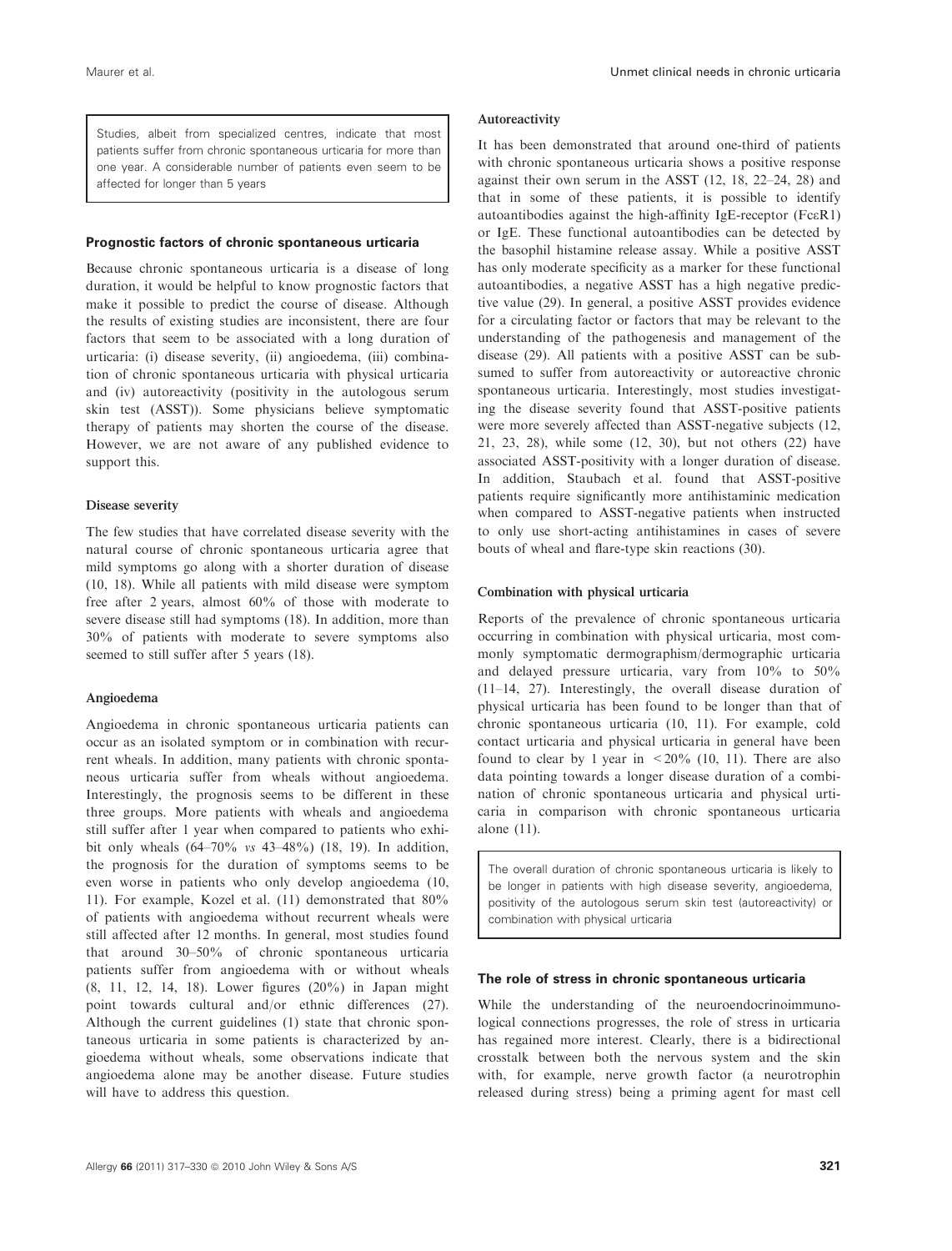Studies, albeit from specialized centres, indicate that most patients suffer from chronic spontaneous urticaria for more than one year. A considerable number of patients even seem to be affected for longer than 5 years

## Prognostic factors of chronic spontaneous urticaria

Because chronic spontaneous urticaria is a disease of long duration, it would be helpful to know prognostic factors that make it possible to predict the course of disease. Although the results of existing studies are inconsistent, there are four factors that seem to be associated with a long duration of urticaria: (i) disease severity, (ii) angioedema, (iii) combination of chronic spontaneous urticaria with physical urticaria and (iv) autoreactivity (positivity in the autologous serum skin test (ASST)). Some physicians believe symptomatic therapy of patients may shorten the course of the disease. However, we are not aware of any published evidence to support this.

### Disease severity

The few studies that have correlated disease severity with the natural course of chronic spontaneous urticaria agree that mild symptoms go along with a shorter duration of disease (10, 18). While all patients with mild disease were symptom free after 2 years, almost 60% of those with moderate to severe disease still had symptoms (18). In addition, more than 30% of patients with moderate to severe symptoms also seemed to still suffer after 5 years (18).

### Angioedema

Angioedema in chronic spontaneous urticaria patients can occur as an isolated symptom or in combination with recurrent wheals. In addition, many patients with chronic spontaneous urticaria suffer from wheals without angioedema. Interestingly, the prognosis seems to be different in these three groups. More patients with wheals and angioedema still suffer after 1 year when compared to patients who exhibit only wheals (64–70% *vs* 43–48%) (18, 19). In addition, the prognosis for the duration of symptoms seems to be even worse in patients who only develop angioedema (10, 11). For example, Kozel et al. (11) demonstrated that 80% of patients with angioedema without recurrent wheals were still affected after 12 months. In general, most studies found that around 30–50% of chronic spontaneous urticaria patients suffer from angioedema with or without wheals (8, 11, 12, 14, 18). Lower figures (20%) in Japan might point towards cultural and/or ethnic differences (27). Although the current guidelines (1) state that chronic spontaneous urticaria in some patients is characterized by angioedema without wheals, some observations indicate that angioedema alone may be another disease. Future studies will have to address this question.

### Autoreactivity

It has been demonstrated that around one-third of patients with chronic spontaneous urticaria shows a positive response against their own serum in the ASST (12, 18, 22–24, 28) and that in some of these patients, it is possible to identify autoantibodies against the high-affinity IgE-receptor (FcεR1) or IgE. These functional autoantibodies can be detected by the basophil histamine release assay. While a positive ASST has only moderate specificity as a marker for these functional autoantibodies, a negative ASST has a high negative predictive value (29). In general, a positive ASST provides evidence for a circulating factor or factors that may be relevant to the understanding of the pathogenesis and management of the disease (29). All patients with a positive ASST can be subsumed to suffer from autoreactivity or autoreactive chronic spontaneous urticaria. Interestingly, most studies investigating the disease severity found that ASST-positive patients were more severely affected than ASST-negative subjects (12, 21, 23, 28), while some (12, 30), but not others (22) have associated ASST-positivity with a longer duration of disease. In addition, Staubach et al. found that ASST-positive patients require significantly more antihistaminic medication when compared to ASST-negative patients when instructed to only use short-acting antihistamines in cases of severe bouts of wheal and flare-type skin reactions (30).

### Combination with physical urticaria

Reports of the prevalence of chronic spontaneous urticaria occurring in combination with physical urticaria, most commonly symptomatic dermographism/dermographic urticaria and delayed pressure urticaria, vary from 10% to 50% (11–14, 27). Interestingly, the overall disease duration of physical urticaria has been found to be longer than that of chronic spontaneous urticaria (10, 11). For example, cold contact urticaria and physical urticaria in general have been found to clear by 1 year in <20% (10, 11). There are also data pointing towards a longer disease duration of a combination of chronic spontaneous urticaria and physical urticaria in comparison with chronic spontaneous urticaria alone (11).

The overall duration of chronic spontaneous urticaria is likely to be longer in patients with high disease severity, angioedema, positivity of the autologous serum skin test (autoreactivity) or combination with physical urticaria

## The role of stress in chronic spontaneous urticaria

While the understanding of the neuroendocrinoimmunological connections progresses, the role of stress in urticaria has regained more interest. Clearly, there is a bidirectional crosstalk between both the nervous system and the skin with, for example, nerve growth factor (a neurotrophin released during stress) being a priming agent for mast cell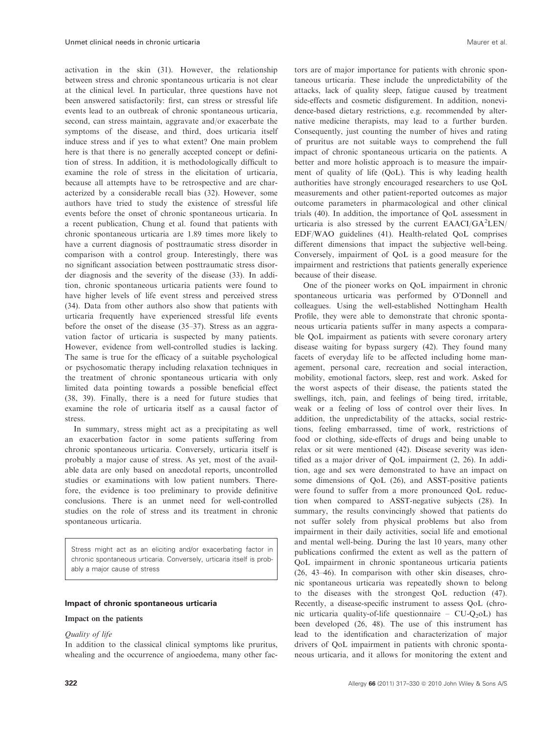activation in the skin (31). However, the relationship between stress and chronic spontaneous urticaria is not clear at the clinical level. In particular, three questions have not been answered satisfactorily: first, can stress or stressful life events lead to an outbreak of chronic spontaneous urticaria, second, can stress maintain, aggravate and/or exacerbate the symptoms of the disease, and third, does urticaria itself induce stress and if yes to what extent? One main problem here is that there is no generally accepted concept or definition of stress. In addition, it is methodologically difficult to examine the role of stress in the elicitation of urticaria, because all attempts have to be retrospective and are characterized by a considerable recall bias (32). However, some authors have tried to study the existence of stressful life events before the onset of chronic spontaneous urticaria. In a recent publication, Chung et al. found that patients with chronic spontaneous urticaria are 1.89 times more likely to have a current diagnosis of posttraumatic stress disorder in comparison with a control group. Interestingly, there was no significant association between posttraumatic stress disorder diagnosis and the severity of the disease (33). In addition, chronic spontaneous urticaria patients were found to have higher levels of life event stress and perceived stress (34). Data from other authors also show that patients with urticaria frequently have experienced stressful life events before the onset of the disease (35–37). Stress as an aggravation factor of urticaria is suspected by many patients. However, evidence from well-controlled studies is lacking. The same is true for the efficacy of a suitable psychological or psychosomatic therapy including relaxation techniques in the treatment of chronic spontaneous urticaria with only limited data pointing towards a possible beneficial effect (38, 39). Finally, there is a need for future studies that examine the role of urticaria itself as a causal factor of stress.

In summary, stress might act as a precipitating as well an exacerbation factor in some patients suffering from chronic spontaneous urticaria. Conversely, urticaria itself is probably a major cause of stress. As yet, most of the available data are only based on anecdotal reports, uncontrolled studies or examinations with low patient numbers. Therefore, the evidence is too preliminary to provide definitive conclusions. There is an unmet need for well-controlled studies on the role of stress and its treatment in chronic spontaneous urticaria.

> Stress might act as an eliciting and/or exacerbating factor in chronic spontaneous urticaria. Conversely, urticaria itself is probably a major cause of stress

## Impact of chronic spontaneous urticaria

### Impact on the patients

*Quality of life*

In addition to the classical clinical symptoms like pruritus, whealing and the occurrence of angioedema, many other factors are of major importance for patients with chronic spontaneous urticaria. These include the unpredictability of the attacks, lack of quality sleep, fatigue caused by treatment side-effects and cosmetic disfigurement. In addition, nonevidence-based dietary restrictions, e.g. recommended by alternative medicine therapists, may lead to a further burden. Consequently, just counting the number of hives and rating of pruritus are not suitable ways to comprehend the full impact of chronic spontaneous urticaria on the patients. A better and more holistic approach is to measure the impairment of quality of life (QoL). This is why leading health authorities have strongly encouraged researchers to use QoL measurements and other patient-reported outcomes as major outcome parameters in pharmacological and other clinical trials (40). In addition, the importance of QoL assessment in urticaria is also stressed by the current EAACI/GA$^2$LEN/EDF/WAO guidelines (41). Health-related QoL comprises different dimensions that impact the subjective well-being. Conversely, impairment of QoL is a good measure for the impairment and restrictions that patients generally experience because of their disease.

One of the pioneer works on QoL impairment in chronic spontaneous urticaria was performed by O'Donnell and colleagues. Using the well-established Nottingham Health Profile, they were able to demonstrate that chronic spontaneous urticaria patients suffer in many aspects a comparable QoL impairment as patients with severe coronary artery disease waiting for bypass surgery (42). They found many facets of everyday life to be affected including home management, personal care, recreation and social interaction, mobility, emotional factors, sleep, rest and work. Asked for the worst aspects of their disease, the patients stated the swellings, itch, pain, and feelings of being tired, irritable, weak or a feeling of loss of control over their lives. In addition, the unpredictability of the attacks, social restrictions, feeling embarrassed, time of work, restrictions of food or clothing, side-effects of drugs and being unable to relax or sit were mentioned (42). Disease severity was identified as a major driver of QoL impairment (2, 26). In addition, age and sex were demonstrated to have an impact on some dimensions of QoL (26), and ASST-positive patients were found to suffer from a more pronounced QoL reduction when compared to ASST-negative subjects (28). In summary, the results convincingly showed that patients do not suffer solely from physical problems but also from impairment in their daily activities, social life and emotional and mental well-being. During the last 10 years, many other publications confirmed the extent as well as the pattern of QoL impairment in chronic spontaneous urticaria patients (26, 43–46). In comparison with other skin diseases, chronic spontaneous urticaria was repeatedly shown to belong to the diseases with the strongest QoL reduction (47). Recently, a disease-specific instrument to assess QoL (chronic urticaria quality-of-life questionnaire – CU-$Q_2$oL) has been developed (26, 48). The use of this instrument has lead to the identification and characterization of major drivers of QoL impairment in patients with chronic spontaneous urticaria, and it allows for monitoring the extent and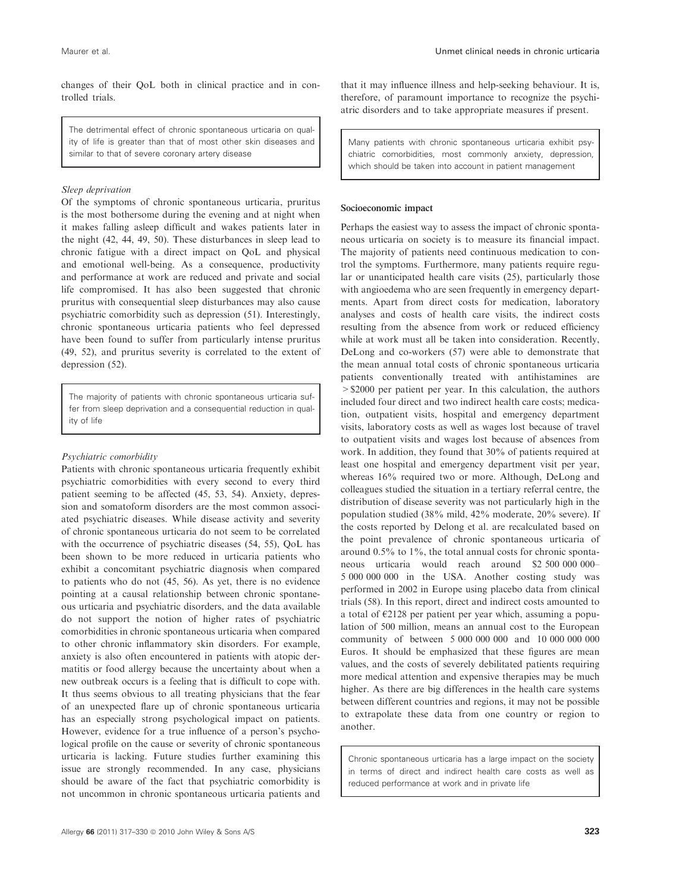changes of their QoL both in clinical practice and in controlled trials.

> The detrimental effect of chronic spontaneous urticaria on quality of life is greater than that of most other skin diseases and similar to that of severe coronary artery disease

*Sleep deprivation*

Of the symptoms of chronic spontaneous urticaria, pruritus is the most bothersome during the evening and at night when it makes falling asleep difficult and wakes patients later in the night (42, 44, 49, 50). These disturbances in sleep lead to chronic fatigue with a direct impact on QoL and physical and emotional well-being. As a consequence, productivity and performance at work are reduced and private and social life compromised. It has also been suggested that chronic pruritus with consequential sleep disturbances may also cause psychiatric comorbidity such as depression (51). Interestingly, chronic spontaneous urticaria patients who feel depressed have been found to suffer from particularly intense pruritus (49, 52), and pruritus severity is correlated to the extent of depression (52).

> The majority of patients with chronic spontaneous urticaria suffer from sleep deprivation and a consequential reduction in quality of life

*Psychiatric comorbidity*

Patients with chronic spontaneous urticaria frequently exhibit psychiatric comorbidities with every second to every third patient seeming to be affected (45, 53, 54). Anxiety, depression and somatoform disorders are the most common associated psychiatric diseases. While disease activity and severity of chronic spontaneous urticaria do not seem to be correlated with the occurrence of psychiatric diseases (54, 55), QoL has been shown to be more reduced in urticaria patients who exhibit a concomitant psychiatric diagnosis when compared to patients who do not (45, 56). As yet, there is no evidence pointing at a causal relationship between chronic spontaneous urticaria and psychiatric disorders, and the data available do not support the notion of higher rates of psychiatric comorbidities in chronic spontaneous urticaria when compared to other chronic inflammatory skin disorders. For example, anxiety is also often encountered in patients with atopic dermatitis or food allergy because the uncertainty about when a new outbreak occurs is a feeling that is difficult to cope with. It thus seems obvious to all treating physicians that the fear of an unexpected flare up of chronic spontaneous urticaria has an especially strong psychological impact on patients. However, evidence for a true influence of a person's psychological profile on the cause or severity of chronic spontaneous urticaria is lacking. Future studies further examining this issue are strongly recommended. In any case, physicians should be aware of the fact that psychiatric comorbidity is not uncommon in chronic spontaneous urticaria patients and that it may influence illness and help-seeking behaviour. It is, therefore, of paramount importance to recognize the psychiatric disorders and to take appropriate measures if present.

> Many patients with chronic spontaneous urticaria exhibit psychiatric comorbidities, most commonly anxiety, depression, which should be taken into account in patient management

**Socioeconomic impact**

Perhaps the easiest way to assess the impact of chronic spontaneous urticaria on society is to measure its financial impact. The majority of patients need continuous medication to control the symptoms. Furthermore, many patients require regular or unanticipated health care visits (25), particularly those with angioedema who are seen frequently in emergency departments. Apart from direct costs for medication, laboratory analyses and costs of health care visits, the indirect costs resulting from the absence from work or reduced efficiency while at work must all be taken into consideration. Recently, DeLong and co-workers (57) were able to demonstrate that the mean annual total costs of chronic spontaneous urticaria patients conventionally treated with antihistamines are >$2000 per patient per year. In this calculation, the authors included four direct and two indirect health care costs; medication, outpatient visits, hospital and emergency department visits, laboratory costs as well as wages lost because of travel to outpatient visits and wages lost because of absences from work. In addition, they found that 30% of patients required at least one hospital and emergency department visit per year, whereas 16% required two or more. Although, DeLong and colleagues studied the situation in a tertiary referral centre, the distribution of disease severity was not particularly high in the population studied (38% mild, 42% moderate, 20% severe). If the costs reported by Delong et al. are recalculated based on the point prevalence of chronic spontaneous urticaria of around 0.5% to 1%, the total annual costs for chronic spontaneous urticaria would reach around $2 500 000 000–5 000 000 000 in the USA. Another costing study was performed in 2002 in Europe using placebo data from clinical trials (58). In this report, direct and indirect costs amounted to a total of €2128 per patient per year which, assuming a population of 500 million, means an annual cost to the European community of between 5 000 000 000 and 10 000 000 000 Euros. It should be emphasized that these figures are mean values, and the costs of severely debilitated patients requiring more medical attention and expensive therapies may be much higher. As there are big differences in the health care systems between different countries and regions, it may not be possible to extrapolate these data from one country or region to another.

> Chronic spontaneous urticaria has a large impact on the society in terms of direct and indirect health care costs as well as reduced performance at work and in private life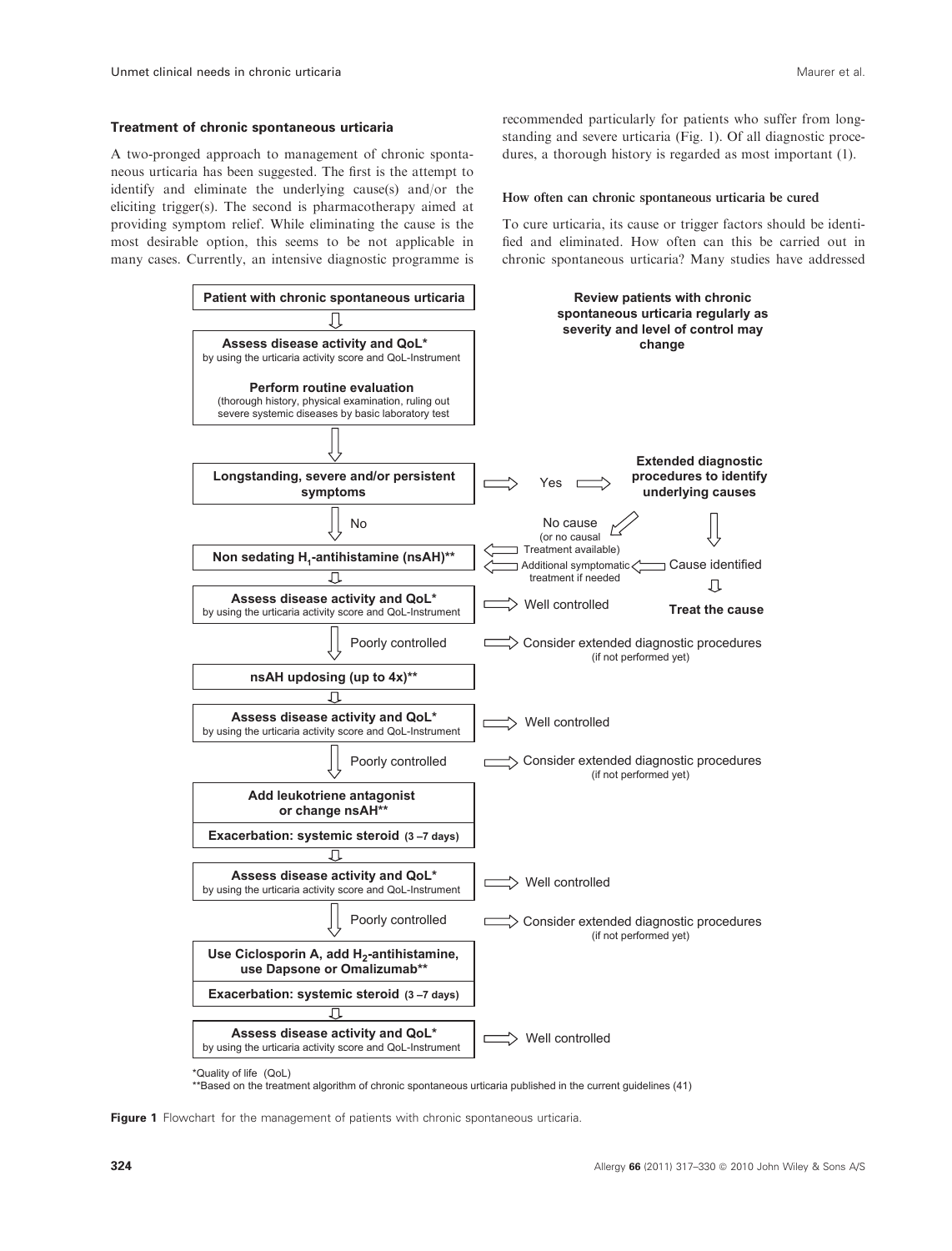### Treatment of chronic spontaneous urticaria

A two-pronged approach to management of chronic spontaneous urticaria has been suggested. The first is the attempt to identify and eliminate the underlying cause(s) and/or the eliciting trigger(s). The second is pharmacotherapy aimed at providing symptom relief. While eliminating the cause is the most desirable option, this seems to be not applicable in many cases. Currently, an intensive diagnostic programme is recommended particularly for patients who suffer from longstanding and severe urticaria (Fig. 1). Of all diagnostic procedures, a thorough history is regarded as most important (1).

#### How often can chronic spontaneous urticaria be cured

To cure urticaria, its cause or trigger factors should be identified and eliminated. How often can this be carried out in chronic spontaneous urticaria? Many studies have addressed

Patient with chronic spontaneous urticaria

Review patients with chronic spontaneous urticaria regularly as severity and level of control may change

**Assess disease activity and QoL*** by using the urticaria activity score and QoL-Instrument

**Perform routine evaluation** (thorough history, physical examination, ruling out severe systemic diseases by basic laboratory test

**Longstanding, severe and/or persistent symptoms** → Yes → **Extended diagnostic procedures to identify underlying causes**

- No cause (or no causal Treatment available) → Non sedating $H_1$-antihistamine (nsAH)**
- Cause identified → Additional symptomatic treatment if needed; **Treat the cause**

No ↓

**Non sedating $H_1$-antihistamine (nsAH)****

**Assess disease activity and QoL*** by using the urticaria activity score and QoL-Instrument → Well controlled

Poorly controlled → Consider extended diagnostic procedures (if not performed yet)

**nsAH updosing (up to 4x)****

**Assess disease activity and QoL*** by using the urticaria activity score and QoL-Instrument → Well controlled

Poorly controlled → Consider extended diagnostic procedures (if not performed yet)

**Add leukotriene antagonist or change nsAH****

**Exacerbation: systemic steroid (3 –7 days)**

**Assess disease activity and QoL*** by using the urticaria activity score and QoL-Instrument → Well controlled

Poorly controlled → Consider extended diagnostic procedures (if not performed yet)

**Use Ciclosporin A, add $H_2$-antihistamine, use Dapsone or Omalizumab****

**Exacerbation: systemic steroid (3 –7 days)**

**Assess disease activity and QoL*** by using the urticaria activity score and QoL-Instrument → Well controlled

*Quality of life (QoL)

**Based on the treatment algorithm of chronic spontaneous urticaria published in the current guidelines (41)

**Figure 1** Flowchart for the management of patients with chronic spontaneous urticaria.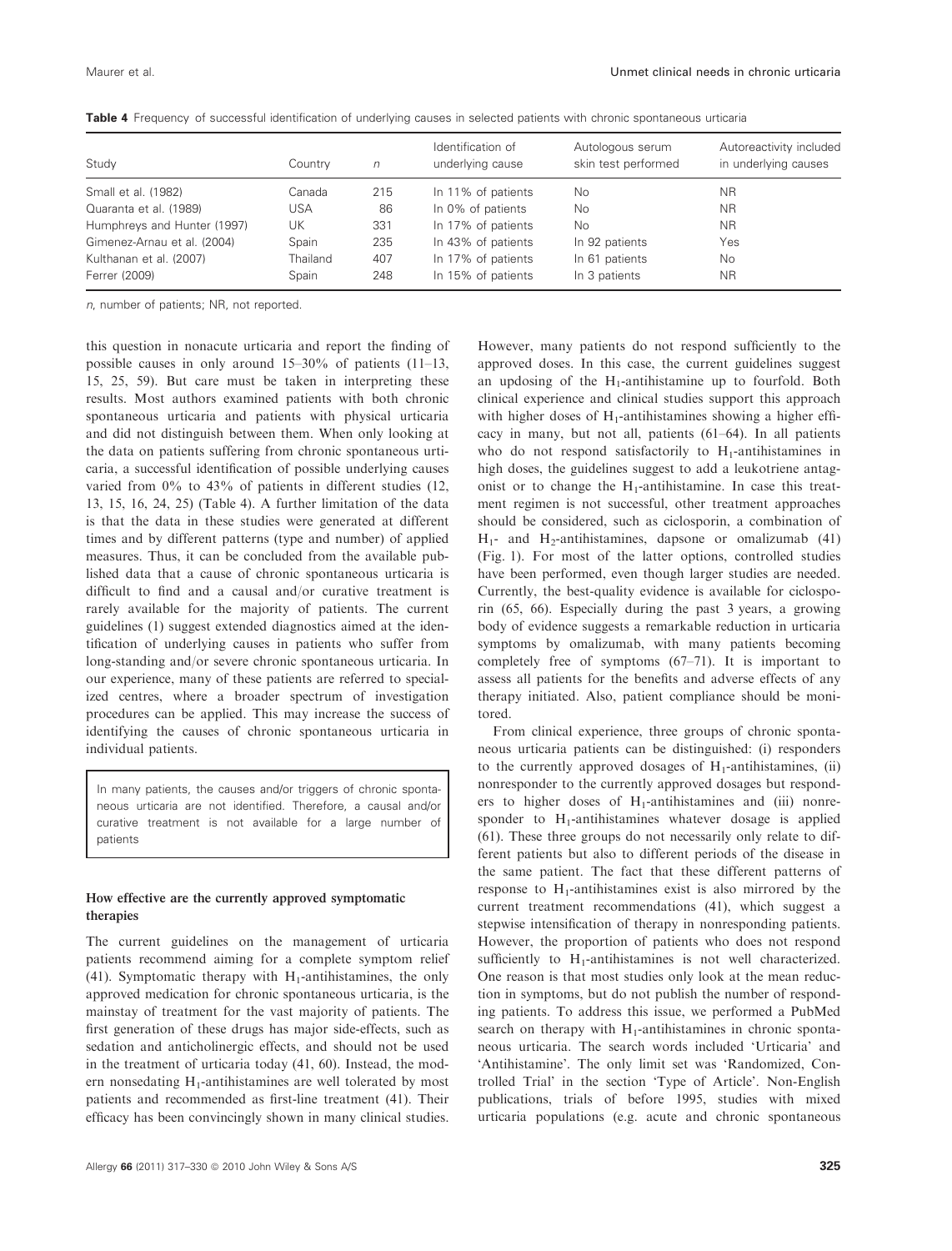**Table 4** Frequency of successful identification of underlying causes in selected patients with chronic spontaneous urticaria

| Study | Country | *n* | Identification of underlying cause | Autologous serum skin test performed | Autoreactivity included in underlying causes |
|---|---|---|---|---|---|
| Small et al. (1982) | Canada | 215 | In 11% of patients | No | NR |
| Quaranta et al. (1989) | USA | 86 | In 0% of patients | No | NR |
| Humphreys and Hunter (1997) | UK | 331 | In 17% of patients | No | NR |
| Gimenez-Arnau et al. (2004) | Spain | 235 | In 43% of patients | In 92 patients | Yes |
| Kulthanan et al. (2007) | Thailand | 407 | In 17% of patients | In 61 patients | No |
| Ferrer (2009) | Spain | 248 | In 15% of patients | In 3 patients | NR |

*n*, number of patients; NR, not reported.

this question in nonacute urticaria and report the finding of possible causes in only around 15–30% of patients (11–13, 15, 25, 59). But care must be taken in interpreting these results. Most authors examined patients with both chronic spontaneous urticaria and patients with physical urticaria and did not distinguish between them. When only looking at the data on patients suffering from chronic spontaneous urticaria, a successful identification of possible underlying causes varied from 0% to 43% of patients in different studies (12, 13, 15, 16, 24, 25) (Table 4). A further limitation of the data is that the data in these studies were generated at different times and by different patterns (type and number) of applied measures. Thus, it can be concluded from the available published data that a cause of chronic spontaneous urticaria is difficult to find and a causal and/or curative treatment is rarely available for the majority of patients. The current guidelines (1) suggest extended diagnostics aimed at the identification of underlying causes in patients who suffer from long-standing and/or severe chronic spontaneous urticaria. In our experience, many of these patients are referred to specialized centres, where a broader spectrum of investigation procedures can be applied. This may increase the success of identifying the causes of chronic spontaneous urticaria in individual patients.

> In many patients, the causes and/or triggers of chronic spontaneous urticaria are not identified. Therefore, a causal and/or curative treatment is not available for a large number of patients

### How effective are the currently approved symptomatic therapies

The current guidelines on the management of urticaria patients recommend aiming for a complete symptom relief (41). Symptomatic therapy with $H_1$-antihistamines, the only approved medication for chronic spontaneous urticaria, is the mainstay of treatment for the vast majority of patients. The first generation of these drugs has major side-effects, such as sedation and anticholinergic effects, and should not be used in the treatment of urticaria today (41, 60). Instead, the modern nonsedating $H_1$-antihistamines are well tolerated by most patients and recommended as first-line treatment (41). Their efficacy has been convincingly shown in many clinical studies. However, many patients do not respond sufficiently to the approved doses. In this case, the current guidelines suggest an updosing of the $H_1$-antihistamine up to fourfold. Both clinical experience and clinical studies support this approach with higher doses of $H_1$-antihistamines showing a higher efficacy in many, but not all, patients (61–64). In all patients who do not respond satisfactorily to $H_1$-antihistamines in high doses, the guidelines suggest to add a leukotriene antagonist or to change the $H_1$-antihistamine. In case this treatment regimen is not successful, other treatment approaches should be considered, such as ciclosporin, a combination of $H_1$- and $H_2$-antihistamines, dapsone or omalizumab (41) (Fig. 1). For most of the latter options, controlled studies have been performed, even though larger studies are needed. Currently, the best-quality evidence is available for ciclosporin (65, 66). Especially during the past 3 years, a growing body of evidence suggests a remarkable reduction in urticaria symptoms by omalizumab, with many patients becoming completely free of symptoms (67–71). It is important to assess all patients for the benefits and adverse effects of any therapy initiated. Also, patient compliance should be monitored.

From clinical experience, three groups of chronic spontaneous urticaria patients can be distinguished: (i) responders to the currently approved dosages of $H_1$-antihistamines, (ii) nonresponder to the currently approved dosages but responders to higher doses of $H_1$-antihistamines and (iii) nonresponder to $H_1$-antihistamines whatever dosage is applied (61). These three groups do not necessarily only relate to different patients but also to different periods of the disease in the same patient. The fact that these different patterns of response to $H_1$-antihistamines exist is also mirrored by the current treatment recommendations (41), which suggest a stepwise intensification of therapy in nonresponding patients. However, the proportion of patients who does not respond sufficiently to $H_1$-antihistamines is not well characterized. One reason is that most studies only look at the mean reduction in symptoms, but do not publish the number of responding patients. To address this issue, we performed a PubMed search on therapy with $H_1$-antihistamines in chronic spontaneous urticaria. The search words included 'Urticaria' and 'Antihistamine'. The only limit set was 'Randomized, Controlled Trial' in the section 'Type of Article'. Non-English publications, trials of before 1995, studies with mixed urticaria populations (e.g. acute and chronic spontaneous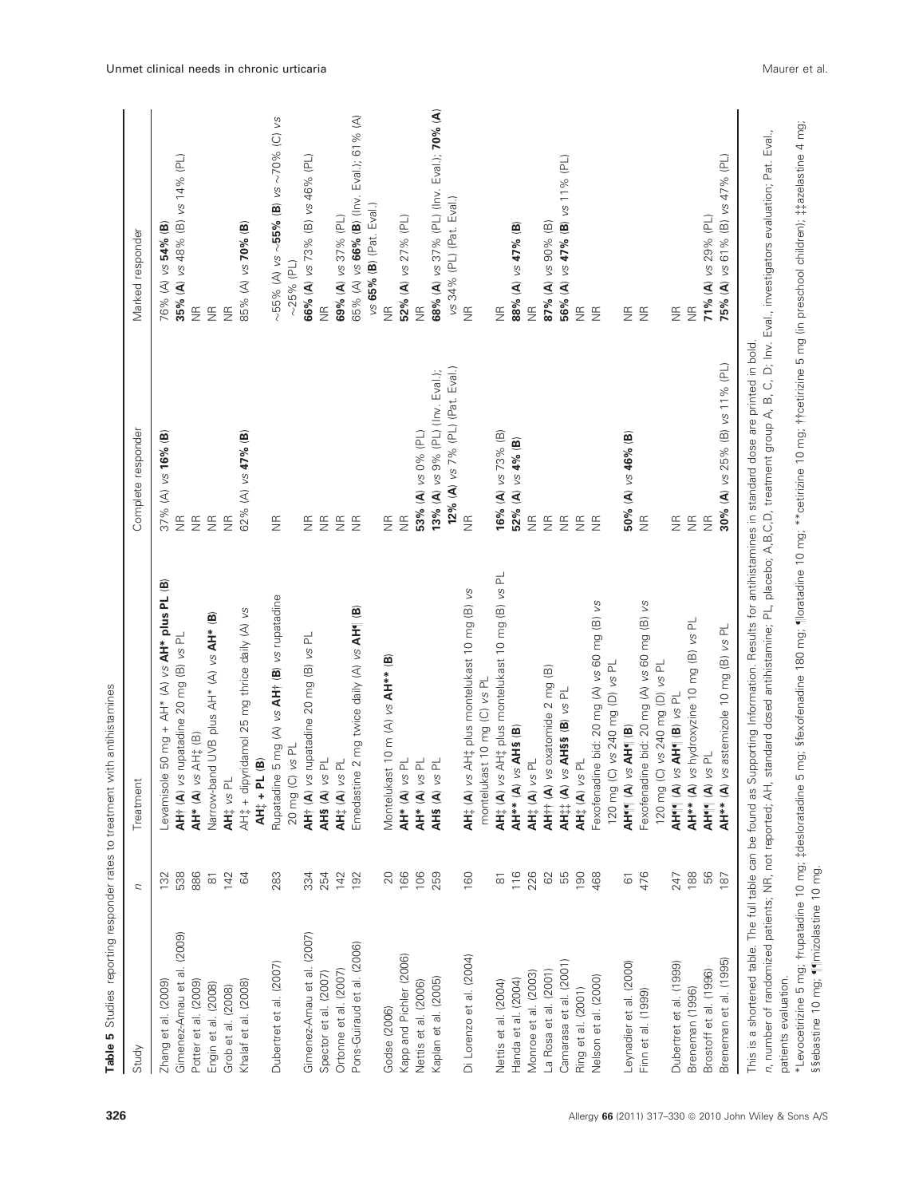**Table 5** Studies reporting responder rates to treatment with antihistamines

| Study | *n* | Treatment | Complete responder | Marked responder |
|---|---|---|---|---|
| Zhang et al. (2009) | 132 | Levamisole 50 mg + AH* (A) *vs* **AH* plus PL (B)** | 37% (A) *vs* **16% (B)** | 76% (A) *vs* **54% (B)** |
| Gimenez-Arnau et al. (2009) | 538 | **AH† (A)** *vs* rupatadine 20 mg (B) *vs* PL | NR | **35% (A)** *vs* 48% (B) *vs* 14% (PL) |
| Potter et al. (2009) | 886 | **AH* (A)** *vs* AH‡ (B) | NR | NR |
| Engin et al. (2008) | 81 | Narrow-band UVB plus AH* (A) *vs* **AH* (B)** | NR | NR |
| Grob et al. (2008) | 142 | **AH‡** *vs* PL | NR | NR |
| Khalaf et al. (2008) | 64 | AH‡ + dipyridamol 25 mg thrice daily (A) *vs* **AH‡ + PL (B)** | 62% (A) *vs* **47% (B)** | 85% (A) *vs* **70% (B)** |
| Dubertret et al. (2007) | 283 | Rupatadine 5 mg (A) *vs* **AH† (B)** *vs* rupatadine 20 mg (C) *vs* PL | NR | ~55% (A) *vs* **~55% (B)** *vs* ~70% (C) *vs* ~25% (PL) |
| Gimenez-Arnau et al. (2007) | 334 | **AH† (A)** *vs* rupatadine 20 mg (B) *vs* PL | NR | **66% (A)** *vs* 73% (B) *vs* 46% (PL) |
| Spector et al. (2007) | 254 | **AH§ (A)** *vs* PL | NR | NR |
| Ortonne et al. (2007) | 142 | **AH‡ (A)** *vs* PL | NR | **69% (A)** *vs* 37% (PL) |
| Pons-Guiraud et al. (2006) | 192 | Emedastine 2 mg twice daily (A) *vs* **AH¶ (B)** | NR | 65% (A) *vs* **66% (B)** (Inv. Eval.); 61% (A) *vs* **65% (B)** (Pat. Eval.) |
| Godse (2006) | 20 | Montelukast 10 m (A) *vs* **AH** (B)** | NR | NR |
| Kapp and Pichler (2006) | 166 | **AH* (A)** *vs* PL | NR | **52% (A)** *vs* 27% (PL) |
| Nettis et al. (2006) | 106 | **AH* (A)** *vs* PL | **53% (A)** *vs* 0% (PL) | NR |
| Kaplan et al. (2005) | 259 | **AH§ (A)** *vs* PL | **13% (A)** *vs* 9% (PL) (Inv. Eval.); **12% (A)** *vs* 7% (PL) (Pat. Eval.) | **68% (A)** *vs* 37% (PL) (Inv. Eval.); **70% (A)** *vs* 34% (PL) (Pat. Eval.) |
| Di Lorenzo et al. (2004) | 160 | **AH‡ (A)** *vs* AH‡ plus montelukast 10 mg (B) *vs* montelukast 10 mg (C) *vs* PL | NR | NR |
| Nettis et al. (2004) | 81 | **AH‡ (A)** *vs* AH‡ plus montelukast 10 mg (B) *vs* PL | **16% (A)** *vs* 73% (B) | NR |
| Handa et al. (2004) | 116 | **AH** (A)** *vs* **AH§ (B)** | **52% (A)** *vs* **4% (B)** | **88% (A)** *vs* **47% (B)** |
| Monroe et al. (2003) | 226 | **AH‡ (A)** *vs* PL | NR | NR |
| La Rosa et al. (2001) | 62 | **AH†† (A)** *vs* oxatomide 2 mg (B) | NR | **87% (A)** *vs* 90% (B) |
| Camarasa et al. (2001) | 55 | **AH‡‡ (A)** *vs* **AH§§ (B)** *vs* PL | NR | **56% (A)** *vs* **47% (B)** *vs* 11% (PL) |
| Ring et al. (2001) | 190 | **AH‡ (A)** *vs* PL | NR | NR |
| Nelson et al. (2000) | 468 | Fexofenadine bid: 20 mg (A) *vs* 60 mg (B) *vs* 120 mg (C) *vs* 240 mg (D) *vs* PL | NR | NR |
| Leynadier et al. (2000) | 61 | **AH¶¶ (A)** *vs* **AH¶ (B)** | **50% (A)** *vs* **46% (B)** | NR |
| Finn et al. (1999) | 476 | Fexofenadine bid: 20 mg (A) *vs* 60 mg (B) *vs* 120 mg (C) *vs* 240 mg (D) *vs* PL | NR | NR |
| Dubertret et al. (1999) | 247 | **AH¶¶ (A)** *vs* **AH¶ (B)** *vs* PL | NR | NR |
| Breneman (1996) | 188 | **AH** (A)** *vs* hydroxyzine 10 mg (B) *vs* PL | NR | NR |
| Brostoff et al. (1996) | 56 | **AH¶¶ (A)** *vs* PL | NR | **71% (A)** *vs* 29% (PL) |
| Breneman et al. (1995) | 187 | **AH** (A)** *vs* astemizole 10 mg (B) *vs* PL | **30% (A)** *vs* 25% (B) *vs* 11% (PL) | **75% (A)** *vs* 61% (B) *vs* 47% (PL) |

This is a shortened table. The full table can be found as Supporting Information. Results for antihistamines in standard dose are printed in bold.

*n*, number of randomized patients; NR, not reported; AH, standard dosed antihistamine; PL, placebo; A,B,C,D, treatment group A, B, C, D; Inv. Eval., investigators evaluation; Pat. Eval., patients evaluation.

*Levocetirizine 5 mg; †rupatadine 10 mg; ‡desloratadine 5 mg; §fexofenadine 180 mg; ¶loratadine 10 mg; **cetirizine 10 mg; ††cetirizine 5 mg (in preschool children); ‡‡azelastine 4 mg; §§ebastine 10 mg; ¶¶mizolastine 10 mg.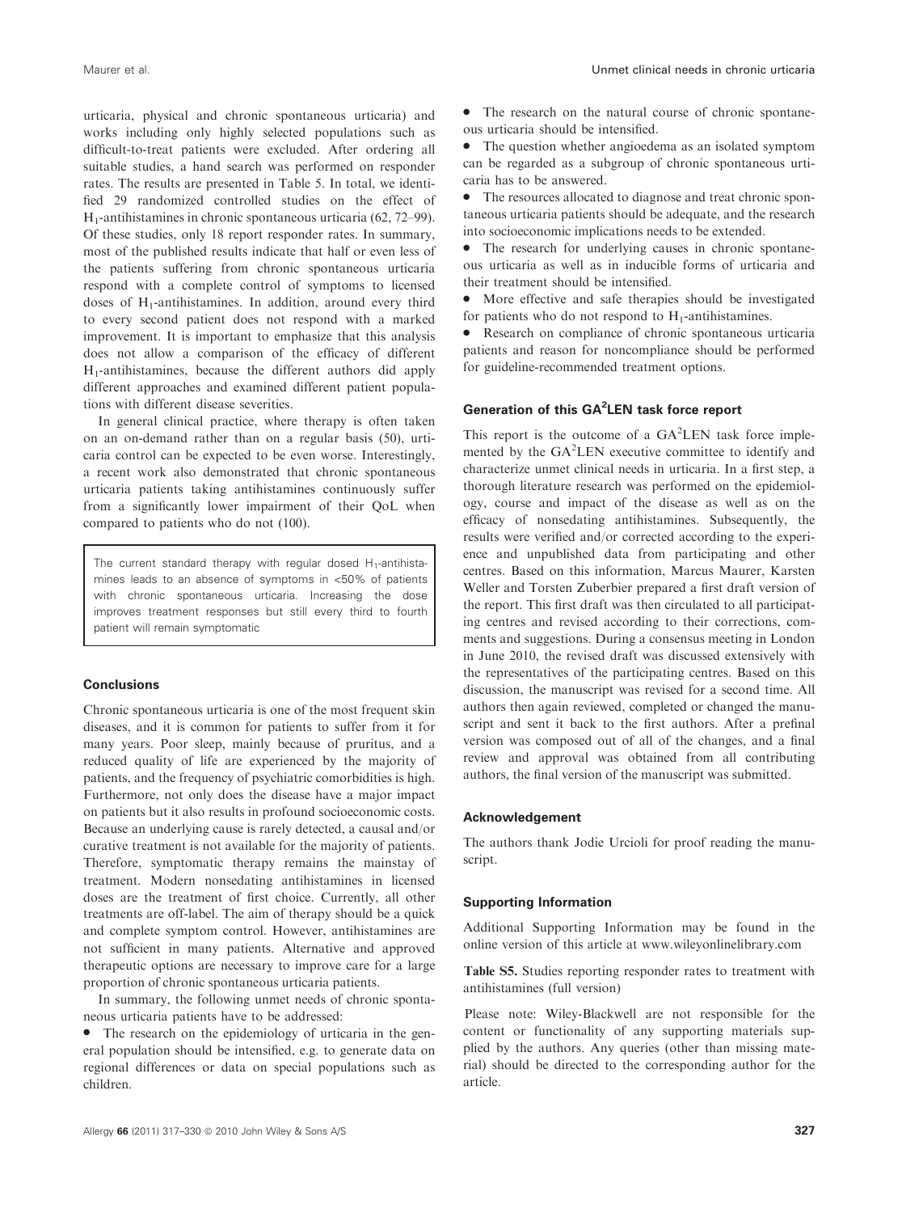urticaria, physical and chronic spontaneous urticaria) and works including only highly selected populations such as difficult-to-treat patients were excluded. After ordering all suitable studies, a hand search was performed on responder rates. The results are presented in Table 5. In total, we identified 29 randomized controlled studies on the effect of $H_1$-antihistamines in chronic spontaneous urticaria (62, 72–99). Of these studies, only 18 report responder rates. In summary, most of the published results indicate that half or even less of the patients suffering from chronic spontaneous urticaria respond with a complete control of symptoms to licensed doses of $H_1$-antihistamines. In addition, around every third to every second patient does not respond with a marked improvement. It is important to emphasize that this analysis does not allow a comparison of the efficacy of different $H_1$-antihistamines, because the different authors did apply different approaches and examined different patient populations with different disease severities.

In general clinical practice, where therapy is often taken on an on-demand rather than on a regular basis (50), urticaria control can be expected to be even worse. Interestingly, a recent work also demonstrated that chronic spontaneous urticaria patients taking antihistamines continuously suffer from a significantly lower impairment of their QoL when compared to patients who do not (100).

> The current standard therapy with regular dosed $H_1$-antihistamines leads to an absence of symptoms in <50% of patients with chronic spontaneous urticaria. Increasing the dose improves treatment responses but still every third to fourth patient will remain symptomatic

### Conclusions

Chronic spontaneous urticaria is one of the most frequent skin diseases, and it is common for patients to suffer from it for many years. Poor sleep, mainly because of pruritus, and a reduced quality of life are experienced by the majority of patients, and the frequency of psychiatric comorbidities is high. Furthermore, not only does the disease have a major impact on patients but it also results in profound socioeconomic costs. Because an underlying cause is rarely detected, a causal and/or curative treatment is not available for the majority of patients. Therefore, symptomatic therapy remains the mainstay of treatment. Modern nonsedating antihistamines in licensed doses are the treatment of first choice. Currently, all other treatments are off-label. The aim of therapy should be a quick and complete symptom control. However, antihistamines are not sufficient in many patients. Alternative and approved therapeutic options are necessary to improve care for a large proportion of chronic spontaneous urticaria patients.

In summary, the following unmet needs of chronic spontaneous urticaria patients have to be addressed:

- The research on the epidemiology of urticaria in the general population should be intensified, e.g. to generate data on regional differences or data on special populations such as children.
- The research on the natural course of chronic spontaneous urticaria should be intensified.
- The question whether angioedema as an isolated symptom can be regarded as a subgroup of chronic spontaneous urticaria has to be answered.
- The resources allocated to diagnose and treat chronic spontaneous urticaria patients should be adequate, and the research into socioeconomic implications needs to be extended.
- The research for underlying causes in chronic spontaneous urticaria as well as in inducible forms of urticaria and their treatment should be intensified.
- More effective and safe therapies should be investigated for patients who do not respond to $H_1$-antihistamines.
- Research on compliance of chronic spontaneous urticaria patients and reason for noncompliance should be performed for guideline-recommended treatment options.

### Generation of this GA²LEN task force report

This report is the outcome of a GA²LEN task force implemented by the GA²LEN executive committee to identify and characterize unmet clinical needs in urticaria. In a first step, a thorough literature research was performed on the epidemiology, course and impact of the disease as well as on the efficacy of nonsedating antihistamines. Subsequently, the results were verified and/or corrected according to the experience and unpublished data from participating and other centres. Based on this information, Marcus Maurer, Karsten Weller and Torsten Zuberbier prepared a first draft version of the report. This first draft was then circulated to all participating centres and revised according to their corrections, comments and suggestions. During a consensus meeting in London in June 2010, the revised draft was discussed extensively with the representatives of the participating centres. Based on this discussion, the manuscript was revised for a second time. All authors then again reviewed, completed or changed the manuscript and sent it back to the first authors. After a prefinal version was composed out of all of the changes, and a final review and approval was obtained from all contributing authors, the final version of the manuscript was submitted.

### Acknowledgement

The authors thank Jodie Urcioli for proof reading the manuscript.

### Supporting Information

Additional Supporting Information may be found in the online version of this article at www.wileyonlinelibrary.com

**Table S5.** Studies reporting responder rates to treatment with antihistamines (full version)

Please note: Wiley-Blackwell are not responsible for the content or functionality of any supporting materials supplied by the authors. Any queries (other than missing material) should be directed to the corresponding author for the article.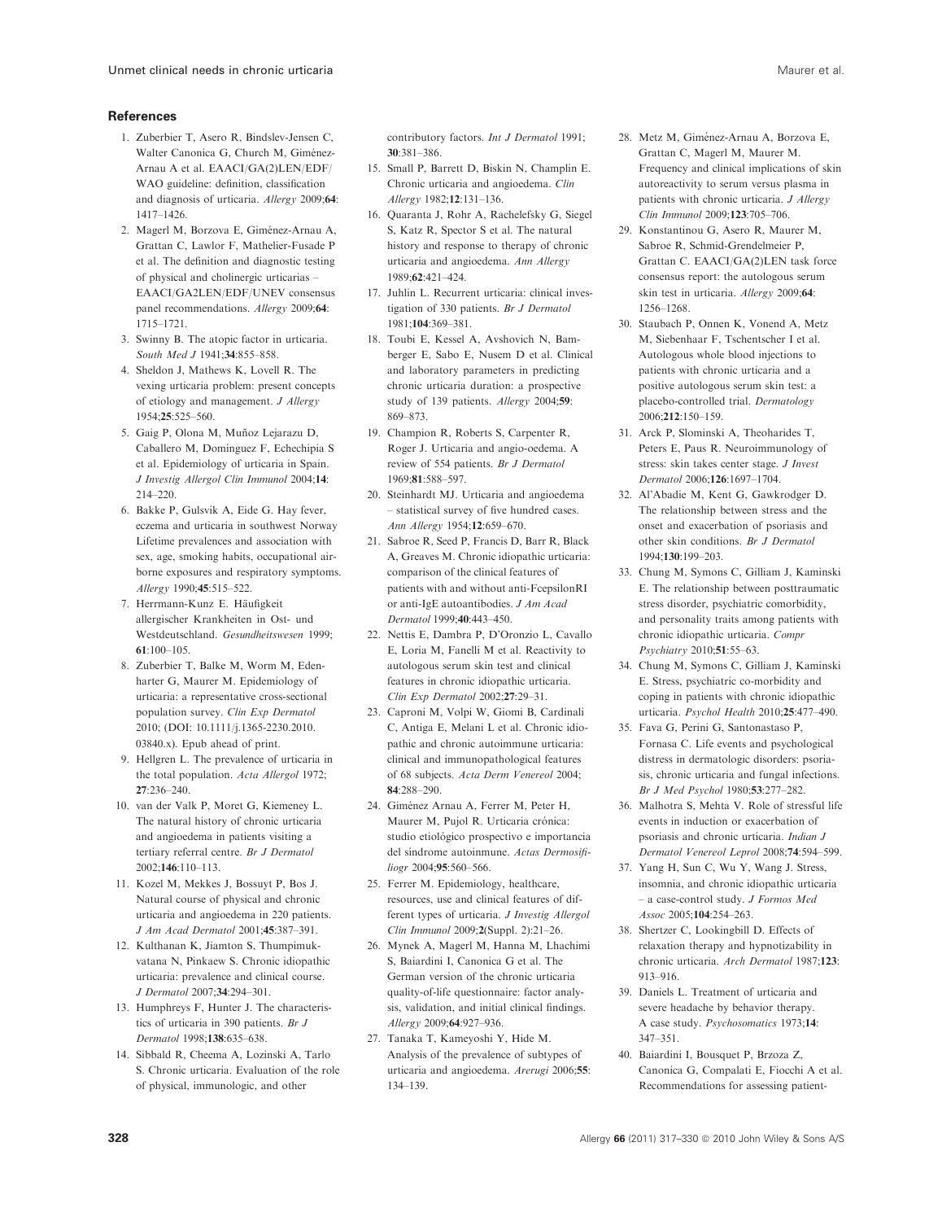## References

1. Zuberbier T, Asero R, Bindslev-Jensen C, Walter Canonica G, Church M, Giménez-Arnau A et al. EAACI/GA(2)LEN/EDF/WAO guideline: definition, classification and diagnosis of urticaria. *Allergy* 2009;**64**: 1417–1426.
2. Magerl M, Borzova E, Giménez-Arnau A, Grattan C, Lawlor F, Mathelier-Fusade P et al. The definition and diagnostic testing of physical and cholinergic urticarias – EAACI/GA2LEN/EDF/UNEV consensus panel recommendations. *Allergy* 2009;**64**: 1715–1721.
3. Swinny B. The atopic factor in urticaria. *South Med J* 1941;**34**:855–858.
4. Sheldon J, Mathews K, Lovell R. The vexing urticaria problem: present concepts of etiology and management. *J Allergy* 1954;**25**:525–560.
5. Gaig P, Olona M, Muñoz Lejarazu D, Caballero M, Dominguez F, Echechipia S et al. Epidemiology of urticaria in Spain. *J Investig Allergol Clin Immunol* 2004;**14**: 214–220.
6. Bakke P, Gulsvik A, Eide G. Hay fever, eczema and urticaria in southwest Norway Lifetime prevalences and association with sex, age, smoking habits, occupational airborne exposures and respiratory symptoms. *Allergy* 1990;**45**:515–522.
7. Herrmann-Kunz E. Häufigkeit allergischer Krankheiten in Ost- und Westdeutschland. *Gesundheitswesen* 1999; **61**:100–105.
8. Zuberbier T, Balke M, Worm M, Edenharter G, Maurer M. Epidemiology of urticaria: a representative cross-sectional population survey. *Clin Exp Dermatol* 2010; (DOI: 10.1111/j.1365-2230.2010.03840.x). Epub ahead of print.
9. Hellgren L. The prevalence of urticaria in the total population. *Acta Allergol* 1972; **27**:236–240.
10. van der Valk P, Moret G, Kiemeney L. The natural history of chronic urticaria and angioedema in patients visiting a tertiary referral centre. *Br J Dermatol* 2002;**146**:110–113.
11. Kozel M, Mekkes J, Bossuyt P, Bos J. Natural course of physical and chronic urticaria and angioedema in 220 patients. *J Am Acad Dermatol* 2001;**45**:387–391.
12. Kulthanan K, Jiamton S, Thumpimukvatana N, Pinkaew S. Chronic idiopathic urticaria: prevalence and clinical course. *J Dermatol* 2007;**34**:294–301.
13. Humphreys F, Hunter J. The characteristics of urticaria in 390 patients. *Br J Dermatol* 1998;**138**:635–638.
14. Sibbald R, Cheema A, Lozinski A, Tarlo S. Chronic urticaria. Evaluation of the role of physical, immunologic, and other contributory factors. *Int J Dermatol* 1991; **30**:381–386.
15. Small P, Barrett D, Biskin N, Champlin E. Chronic urticaria and angioedema. *Clin Allergy* 1982;**12**:131–136.
16. Quaranta J, Rohr A, Rachelefsky G, Siegel S, Katz R, Spector S et al. The natural history and response to therapy of chronic urticaria and angioedema. *Ann Allergy* 1989;**62**:421–424.
17. Juhlin L. Recurrent urticaria: clinical investigation of 330 patients. *Br J Dermatol* 1981;**104**:369–381.
18. Toubi E, Kessel A, Avshovich N, Bamberger E, Sabo E, Nusem D et al. Clinical and laboratory parameters in predicting chronic urticaria duration: a prospective study of 139 patients. *Allergy* 2004;**59**: 869–873.
19. Champion R, Roberts S, Carpenter R, Roger J. Urticaria and angio-oedema. A review of 554 patients. *Br J Dermatol* 1969;**81**:588–597.
20. Steinhardt MJ. Urticaria and angioedema – statistical survey of five hundred cases. *Ann Allergy* 1954;**12**:659–670.
21. Sabroe R, Seed P, Francis D, Barr R, Black A, Greaves M. Chronic idiopathic urticaria: comparison of the clinical features of patients with and without anti-FcepsilonRI or anti-IgE autoantibodies. *J Am Acad Dermatol* 1999;**40**:443–450.
22. Nettis E, Dambra P, D'Oronzio L, Cavallo E, Loria M, Fanelli M et al. Reactivity to autologous serum skin test and clinical features in chronic idiopathic urticaria. *Clin Exp Dermatol* 2002;**27**:29–31.
23. Caproni M, Volpi W, Giomi B, Cardinali C, Antiga E, Melani L et al. Chronic idiopathic and chronic autoimmune urticaria: clinical and immunopathological features of 68 subjects. *Acta Derm Venereol* 2004; **84**:288–290.
24. Giménez Arnau A, Ferrer M, Peter H, Maurer M, Pujol R. Urticaria crónica: studio etiológico prospectivo e importancia del sindrome autoinmune. *Actas Dermosifiliogr* 2004;**95**:560–566.
25. Ferrer M. Epidemiology, healthcare, resources, use and clinical features of different types of urticaria. *J Investig Allergol Clin Immunol* 2009;**2**(Suppl. 2):21–26.
26. Mynek A, Magerl M, Hanna M, Lhachimi S, Baiardini I, Canonica G et al. The German version of the chronic urticaria quality-of-life questionnaire: factor analysis, validation, and initial clinical findings. *Allergy* 2009;**64**:927–936.
27. Tanaka T, Kameyoshi Y, Hide M. Analysis of the prevalence of subtypes of urticaria and angioedema. *Arerugi* 2006;**55**: 134–139.
28. Metz M, Giménez-Arnau A, Borzova E, Grattan C, Magerl M, Maurer M. Frequency and clinical implications of skin autoreactivity to serum versus plasma in patients with chronic urticaria. *J Allergy Clin Immunol* 2009;**123**:705–706.
29. Konstantinou G, Asero R, Maurer M, Sabroe R, Schmid-Grendelmeier P, Grattan C. EAACI/GA(2)LEN task force consensus report: the autologous serum skin test in urticaria. *Allergy* 2009;**64**: 1256–1268.
30. Staubach P, Onnen K, Vonend A, Metz M, Siebenhaar F, Tschentscher I et al. Autologous whole blood injections to patients with chronic urticaria and a positive autologous serum skin test: a placebo-controlled trial. *Dermatology* 2006;**212**:150–159.
31. Arck P, Slominski A, Theoharides T, Peters E, Paus R. Neuroimmunology of stress: skin takes center stage. *J Invest Dermatol* 2006;**126**:1697–1704.
32. Al'Abadie M, Kent G, Gawkrodger D. The relationship between stress and the onset and exacerbation of psoriasis and other skin conditions. *Br J Dermatol* 1994;**130**:199–203.
33. Chung M, Symons C, Gilliam J, Kaminski E. The relationship between posttraumatic stress disorder, psychiatric comorbidity, and personality traits among patients with chronic idiopathic urticaria. *Compr Psychiatry* 2010;**51**:55–63.
34. Chung M, Symons C, Gilliam J, Kaminski E. Stress, psychiatric co-morbidity and coping in patients with chronic idiopathic urticaria. *Psychol Health* 2010;**25**:477–490.
35. Fava G, Perini G, Santonastaso P, Fornasa C. Life events and psychological distress in dermatologic disorders: psoriasis, chronic urticaria and fungal infections. *Br J Med Psychol* 1980;**53**:277–282.
36. Malhotra S, Mehta V. Role of stressful life events in induction or exacerbation of psoriasis and chronic urticaria. *Indian J Dermatol Venereol Leprol* 2008;**74**:594–599.
37. Yang H, Sun C, Wu Y, Wang J. Stress, insomnia, and chronic idiopathic urticaria – a case-control study. *J Formos Med Assoc* 2005;**104**:254–263.
38. Shertzer C, Lookingbill D. Effects of relaxation therapy and hypnotizability in chronic urticaria. *Arch Dermatol* 1987;**123**: 913–916.
39. Daniels L. Treatment of urticaria and severe headache by behavior therapy. A case study. *Psychosomatics* 1973;**14**: 347–351.
40. Baiardini I, Bousquet P, Brzoza Z, Canonica G, Compalati E, Fiocchi A et al. Recommendations for assessing patient-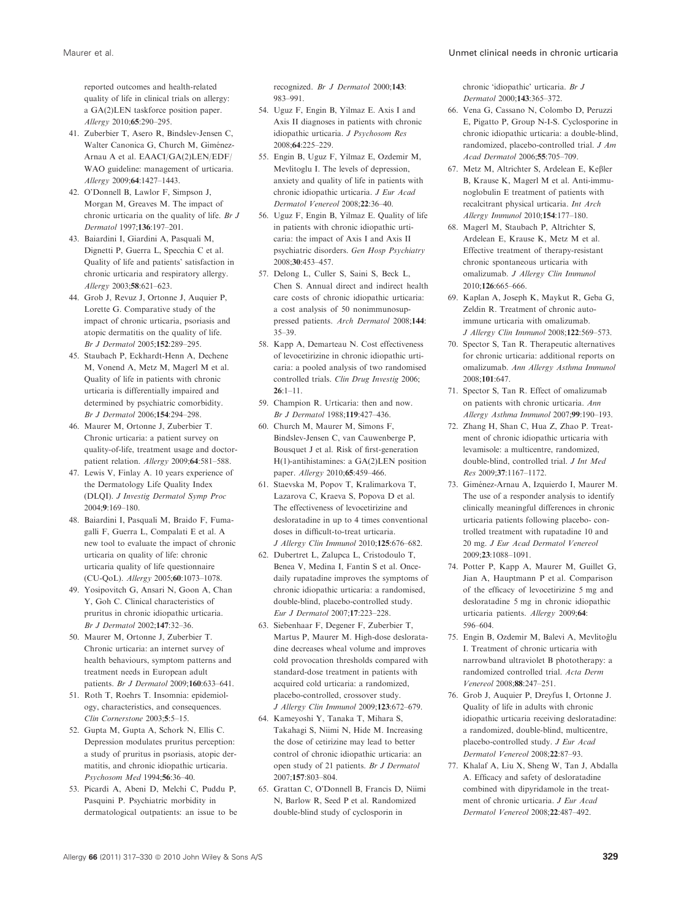reported outcomes and health-related quality of life in clinical trials on allergy: a GA(2)LEN taskforce position paper. *Allergy* 2010;**65**:290–295.

41. Zuberbier T, Asero R, Bindslev-Jensen C, Walter Canonica G, Church M, Giménez-Arnau A et al. EAACI/GA(2)LEN/EDF/WAO guideline: management of urticaria. *Allergy* 2009;**64**:1427–1443.
42. O'Donnell B, Lawlor F, Simpson J, Morgan M, Greaves M. The impact of chronic urticaria on the quality of life. *Br J Dermatol* 1997;**136**:197–201.
43. Baiardini I, Giardini A, Pasquali M, Dignetti P, Guerra L, Specchia C et al. Quality of life and patients' satisfaction in chronic urticaria and respiratory allergy. *Allergy* 2003;**58**:621–623.
44. Grob J, Revuz J, Ortonne J, Auquier P, Lorette G. Comparative study of the impact of chronic urticaria, psoriasis and atopic dermatitis on the quality of life. *Br J Dermatol* 2005;**152**:289–295.
45. Staubach P, Eckhardt-Henn A, Dechene M, Vonend A, Metz M, Magerl M et al. Quality of life in patients with chronic urticaria is differentially impaired and determined by psychiatric comorbidity. *Br J Dermatol* 2006;**154**:294–298.
46. Maurer M, Ortonne J, Zuberbier T. Chronic urticaria: a patient survey on quality-of-life, treatment usage and doctor-patient relation. *Allergy* 2009;**64**:581–588.
47. Lewis V, Finlay A. 10 years experience of the Dermatology Life Quality Index (DLQI). *J Investig Dermatol Symp Proc* 2004;**9**:169–180.
48. Baiardini I, Pasquali M, Braido F, Fumagalli F, Guerra L, Compalati E et al. A new tool to evaluate the impact of chronic urticaria on quality of life: chronic urticaria quality of life questionnaire (CU-QoL). *Allergy* 2005;**60**:1073–1078.
49. Yosipovitch G, Ansari N, Goon A, Chan Y, Goh C. Clinical characteristics of pruritus in chronic idiopathic urticaria. *Br J Dermatol* 2002;**147**:32–36.
50. Maurer M, Ortonne J, Zuberbier T. Chronic urticaria: an internet survey of health behaviours, symptom patterns and treatment needs in European adult patients. *Br J Dermatol* 2009;**160**:633–641.
51. Roth T, Roehrs T. Insomnia: epidemiology, characteristics, and consequences. *Clin Cornerstone* 2003;**5**:5–15.
52. Gupta M, Gupta A, Schork N, Ellis C. Depression modulates pruritus perception: a study of pruritus in psoriasis, atopic dermatitis, and chronic idiopathic urticaria. *Psychosom Med* 1994;**56**:36–40.
53. Picardi A, Abeni D, Melchi C, Puddu P, Pasquini P. Psychiatric morbidity in dermatological outpatients: an issue to be recognized. *Br J Dermatol* 2000;**143**: 983–991.
54. Uguz F, Engin B, Yilmaz E. Axis I and Axis II diagnoses in patients with chronic idiopathic urticaria. *J Psychosom Res* 2008;**64**:225–229.
55. Engin B, Uguz F, Yilmaz E, Ozdemir M, Mevlitoglu I. The levels of depression, anxiety and quality of life in patients with chronic idiopathic urticaria. *J Eur Acad Dermatol Venereol* 2008;**22**:36–40.
56. Uguz F, Engin B, Yilmaz E. Quality of life in patients with chronic idiopathic urticaria: the impact of Axis I and Axis II psychiatric disorders. *Gen Hosp Psychiatry* 2008;**30**:453–457.
57. Delong L, Culler S, Saini S, Beck L, Chen S. Annual direct and indirect health care costs of chronic idiopathic urticaria: a cost analysis of 50 nonimmunosuppressed patients. *Arch Dermatol* 2008;**144**: 35–39.
58. Kapp A, Demarteau N. Cost effectiveness of levocetirizine in chronic idiopathic urticaria: a pooled analysis of two randomised controlled trials. *Clin Drug Investig* 2006; **26**:1–11.
59. Champion R. Urticaria: then and now. *Br J Dermatol* 1988;**119**:427–436.
60. Church M, Maurer M, Simons F, Bindslev-Jensen C, van Cauwenberge P, Bousquet J et al. Risk of first-generation H(1)-antihistamines: a GA(2)LEN position paper. *Allergy* 2010;**65**:459–466.
61. Staevska M, Popov T, Kralimarkova T, Lazarova C, Kraeva S, Popova D et al. The effectiveness of levocetirizine and desloratadine in up to 4 times conventional doses in difficult-to-treat urticaria. *J Allergy Clin Immunol* 2010;**125**:676–682.
62. Dubertret L, Zalupca L, Cristodoulo T, Benea V, Medina I, Fantin S et al. Once-daily rupatadine improves the symptoms of chronic idiopathic urticaria: a randomised, double-blind, placebo-controlled study. *Eur J Dermatol* 2007;**17**:223–228.
63. Siebenhaar F, Degener F, Zuberbier T, Martus P, Maurer M. High-dose desloratadine decreases wheal volume and improves cold provocation thresholds compared with standard-dose treatment in patients with acquired cold urticaria: a randomized, placebo-controlled, crossover study. *J Allergy Clin Immunol* 2009;**123**:672–679.
64. Kameyoshi Y, Tanaka T, Mihara S, Takahagi S, Niimi N, Hide M. Increasing the dose of cetirizine may lead to better control of chronic idiopathic urticaria: an open study of 21 patients. *Br J Dermatol* 2007;**157**:803–804.
65. Grattan C, O'Donnell B, Francis D, Niimi N, Barlow R, Seed P et al. Randomized double-blind study of cyclosporin in chronic 'idiopathic' urticaria. *Br J Dermatol* 2000;**143**:365–372.
66. Vena G, Cassano N, Colombo D, Peruzzi E, Pigatto P, Group N-I-S. Cyclosporine in chronic idiopathic urticaria: a double-blind, randomized, placebo-controlled trial. *J Am Acad Dermatol* 2006;**55**:705–709.
67. Metz M, Altrichter S, Ardelean E, Keßler B, Krause K, Magerl M et al. Anti-immunoglobulin E treatment of patients with recalcitrant physical urticaria. *Int Arch Allergy Immunol* 2010;**154**:177–180.
68. Magerl M, Staubach P, Altrichter S, Ardelean E, Krause K, Metz M et al. Effective treatment of therapy-resistant chronic spontaneous urticaria with omalizumab. *J Allergy Clin Immunol* 2010;**126**:665–666.
69. Kaplan A, Joseph K, Maykut R, Geba G, Zeldin R. Treatment of chronic autoimmune urticaria with omalizumab. *J Allergy Clin Immunol* 2008;**122**:569–573.
70. Spector S, Tan R. Therapeutic alternatives for chronic urticaria: additional reports on omalizumab. *Ann Allergy Asthma Immunol* 2008;**101**:647.
71. Spector S, Tan R. Effect of omalizumab on patients with chronic urticaria. *Ann Allergy Asthma Immunol* 2007;**99**:190–193.
72. Zhang H, Shan C, Hua Z, Zhao P. Treatment of chronic idiopathic urticaria with levamisole: a multicentre, randomized, double-blind, controlled trial. *J Int Med Res* 2009;**37**:1167–1172.
73. Giménez-Arnau A, Izquierdo I, Maurer M. The use of a responder analysis to identify clinically meaningful differences in chronic urticaria patients following placebo- controlled treatment with rupatadine 10 and 20 mg. *J Eur Acad Dermatol Venereol* 2009;**23**:1088–1091.
74. Potter P, Kapp A, Maurer M, Guillet G, Jian A, Hauptmann P et al. Comparison of the efficacy of levocetirizine 5 mg and desloratadine 5 mg in chronic idiopathic urticaria patients. *Allergy* 2009;**64**: 596–604.
75. Engin B, Ozdemir M, Balevi A, Mevlitoğlu I. Treatment of chronic urticaria with narrowband ultraviolet B phototherapy: a randomized controlled trial. *Acta Derm Venereol* 2008;**88**:247–251.
76. Grob J, Auquier P, Dreyfus I, Ortonne J. Quality of life in adults with chronic idiopathic urticaria receiving desloratadine: a randomized, double-blind, multicentre, placebo-controlled study. *J Eur Acad Dermatol Venereol* 2008;**22**:87–93.
77. Khalaf A, Liu X, Sheng W, Tan J, Abdalla A. Efficacy and safety of desloratadine combined with dipyridamole in the treatment of chronic urticaria. *J Eur Acad Dermatol Venereol* 2008;**22**:487–492.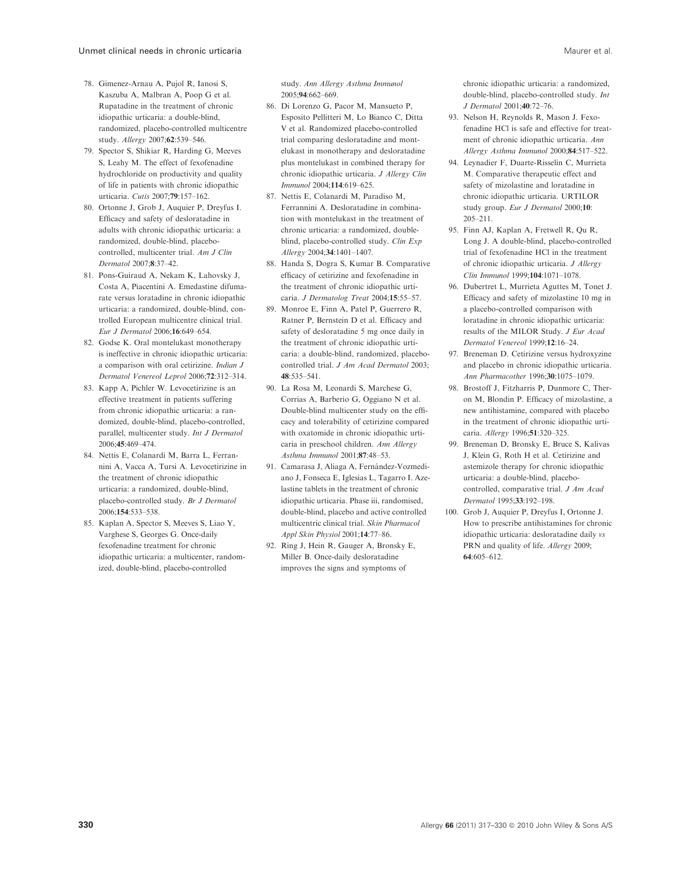78. Gimenez-Arnau A, Pujol R, Ianosi S, Kaszuba A, Malbran A, Poop G et al. Rupatadine in the treatment of chronic idiopathic urticaria: a double-blind, randomized, placebo-controlled multicentre study. *Allergy* 2007;**62**:539–546.
79. Spector S, Shikiar R, Harding G, Meeves S, Leahy M. The effect of fexofenadine hydrochloride on productivity and quality of life in patients with chronic idiopathic urticaria. *Cutis* 2007;**79**:157–162.
80. Ortonne J, Grob J, Auquier P, Dreyfus I. Efficacy and safety of desloratadine in adults with chronic idiopathic urticaria: a randomized, double-blind, placebo-controlled, multicenter trial. *Am J Clin Dermatol* 2007;**8**:37–42.
81. Pons-Guiraud A, Nekam K, Lahovsky J, Costa A, Piacentini A. Emedastine difumarate versus loratadine in chronic idiopathic urticaria: a randomized, double-blind, controlled European multicentre clinical trial. *Eur J Dermatol* 2006;**16**:649–654.
82. Godse K. Oral montelukast monotherapy is ineffective in chronic idiopathic urticaria: a comparison with oral cetirizine. *Indian J Dermatol Venereol Leprol* 2006;**72**:312–314.
83. Kapp A, Pichler W. Levocetirizine is an effective treatment in patients suffering from chronic idiopathic urticaria: a randomized, double-blind, placebo-controlled, parallel, multicenter study. *Int J Dermatol* 2006;**45**:469–474.
84. Nettis E, Colanardi M, Barra L, Ferrannini A, Vacca A, Tursi A. Levocetirizine in the treatment of chronic idiopathic urticaria: a randomized, double-blind, placebo-controlled study. *Br J Dermatol* 2006;**154**:533–538.
85. Kaplan A, Spector S, Meeves S, Liao Y, Varghese S, Georges G. Once-daily fexofenadine treatment for chronic idiopathic urticaria: a multicenter, randomized, double-blind, placebo-controlled study. *Ann Allergy Asthma Immunol* 2005;**94**:662–669.
86. Di Lorenzo G, Pacor M, Mansueto P, Esposito Pellitteri M, Lo Bianco C, Ditta V et al. Randomized placebo-controlled trial comparing desloratadine and montelukast in monotherapy and desloratadine plus montelukast in combined therapy for chronic idiopathic urticaria. *J Allergy Clin Immunol* 2004;**114**:619–625.
87. Nettis E, Colanardi M, Paradiso M, Ferrannini A. Desloratadine in combination with montelukast in the treatment of chronic urticaria: a randomized, double-blind, placebo-controlled study. *Clin Exp Allergy* 2004;**34**:1401–1407.
88. Handa S, Dogra S, Kumar B. Comparative efficacy of cetirizine and fexofenadine in the treatment of chronic idiopathic urticaria. *J Dermatolog Treat* 2004;**15**:55–57.
89. Monroe E, Finn A, Patel P, Guerrero R, Ratner P, Bernstein D et al. Efficacy and safety of desloratadine 5 mg once daily in the treatment of chronic idiopathic urticaria: a double-blind, randomized, placebo-controlled trial. *J Am Acad Dermatol* 2003; **48**:535–541.
90. La Rosa M, Leonardi S, Marchese G, Corrias A, Barberio G, Oggiano N et al. Double-blind multicenter study on the efficacy and tolerability of cetirizine compared with oxatomide in chronic idiopathic urticaria in preschool children. *Ann Allergy Asthma Immunol* 2001;**87**:48–53.
91. Camarasa J, Aliaga A, Fernández-Vozmediano J, Fonseca E, Iglesias L, Tagarro I. Azelastine tablets in the treatment of chronic idiopathic urticaria. Phase iii, randomised, double-blind, placebo and active controlled multicentric clinical trial. *Skin Pharmacol Appl Skin Physiol* 2001;**14**:77–86.
92. Ring J, Hein R, Gauger A, Bronsky E, Miller B. Once-daily desloratadine improves the signs and symptoms of chronic idiopathic urticaria: a randomized, double-blind, placebo-controlled study. *Int J Dermatol* 2001;**40**:72–76.
93. Nelson H, Reynolds R, Mason J. Fexofenadine HCl is safe and effective for treatment of chronic idiopathic urticaria. *Ann Allergy Asthma Immunol* 2000;**84**:517–522.
94. Leynadier F, Duarte-Risselin C, Murrieta M. Comparative therapeutic effect and safety of mizolastine and loratadine in chronic idiopathic urticaria. URTILOR study group. *Eur J Dermatol* 2000;**10**: 205–211.
95. Finn AJ, Kaplan A, Fretwell R, Qu R, Long J. A double-blind, placebo-controlled trial of fexofenadine HCl in the treatment of chronic idiopathic urticaria. *J Allergy Clin Immunol* 1999;**104**:1071–1078.
96. Dubertret L, Murrieta Aguttes M, Tonet J. Efficacy and safety of mizolastine 10 mg in a placebo-controlled comparison with loratadine in chronic idiopathic urticaria: results of the MILOR Study. *J Eur Acad Dermatol Venereol* 1999;**12**:16–24.
97. Breneman D. Cetirizine versus hydroxyzine and placebo in chronic idiopathic urticaria. *Ann Pharmacother* 1996;**30**:1075–1079.
98. Brostoff J, Fitzharris P, Dunmore C, Theron M, Blondin P. Efficacy of mizolastine, a new antihistamine, compared with placebo in the treatment of chronic idiopathic urticaria. *Allergy* 1996;**51**:320–325.
99. Breneman D, Bronsky E, Bruce S, Kalivas J, Klein G, Roth H et al. Cetirizine and astemizole therapy for chronic idiopathic urticaria: a double-blind, placebo-controlled, comparative trial. *J Am Acad Dermatol* 1995;**33**:192–198.
100. Grob J, Auquier P, Dreyfus I, Ortonne J. How to prescribe antihistamines for chronic idiopathic urticaria: desloratadine daily *vs* PRN and quality of life. *Allergy* 2009; **64**:605–612.